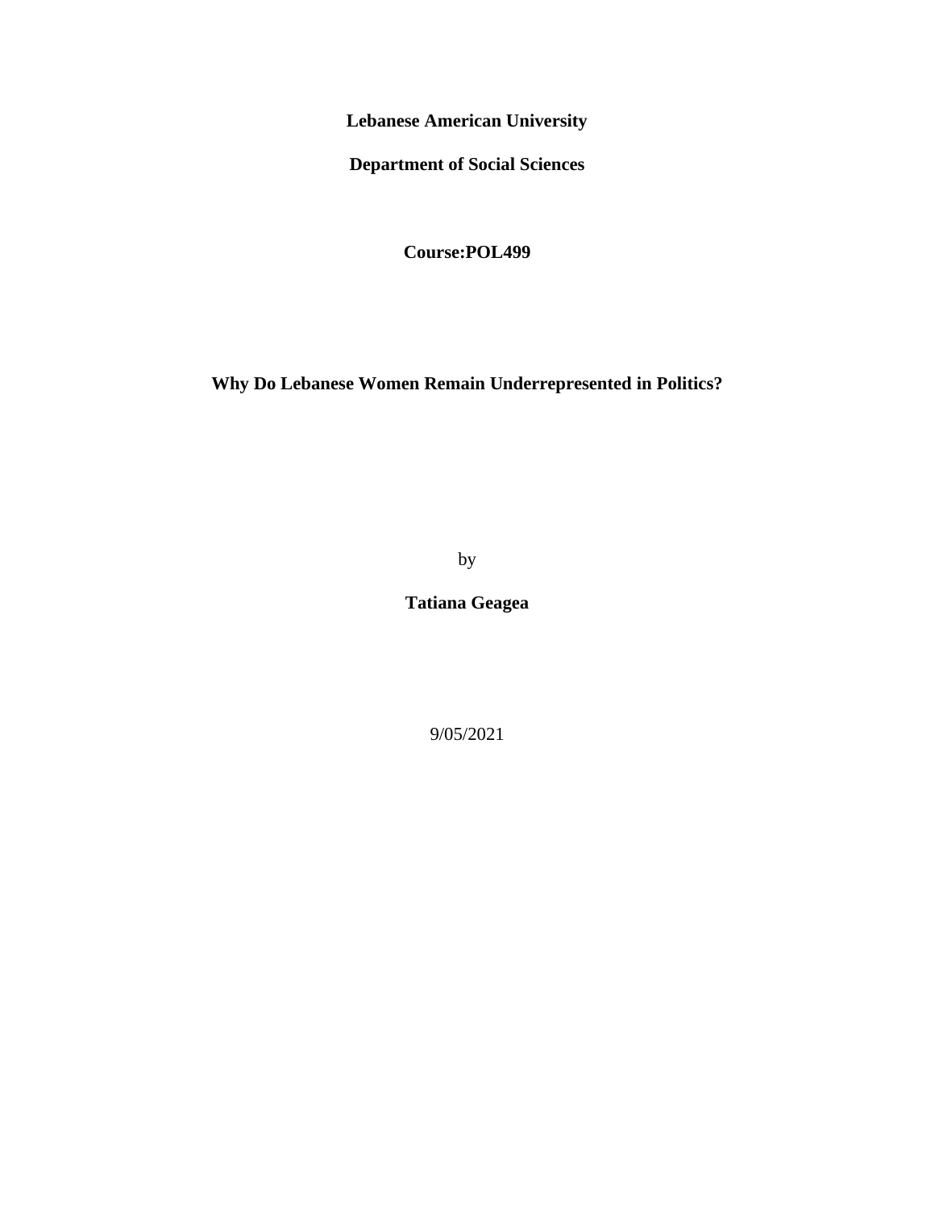**Lebanese American University**

**Department of Social Sciences**

**Course:POL499**

# Why Do Lebanese Women Remain Underrepresented in Politics?

by

**Tatiana Geagea**

9/05/2021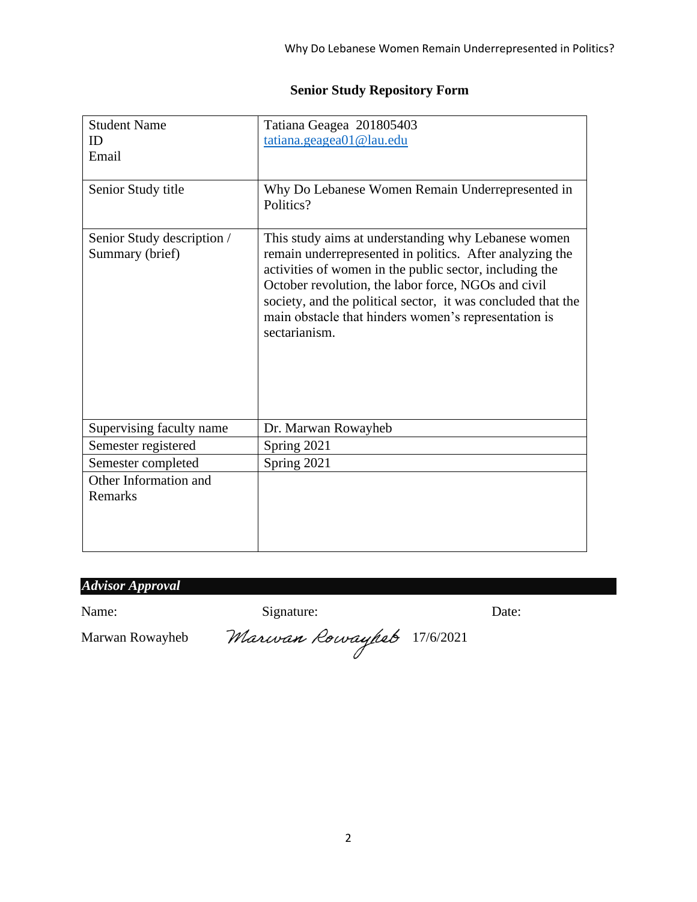## Senior Study Repository Form

| | |
|---|---|
| Student Name<br>ID<br>Email | Tatiana Geagea 201805403<br>tatiana.geagea01@lau.edu |
| Senior Study title | Why Do Lebanese Women Remain Underrepresented in Politics? |
| Senior Study description / Summary (brief) | This study aims at understanding why Lebanese women remain underrepresented in politics. After analyzing the activities of women in the public sector, including the October revolution, the labor force, NGOs and civil society, and the political sector, it was concluded that the main obstacle that hinders women's representation is sectarianism. |
| Supervising faculty name | Dr. Marwan Rowayheb |
| Semester registered | Spring 2021 |
| Semester completed | Spring 2021 |
| Other Information and Remarks | |

***Advisor Approval***

| Name: | Signature: | Date: |
|---|---|---|
| Marwan Rowayheb | Marwan Rowayheb | 17/6/2021 |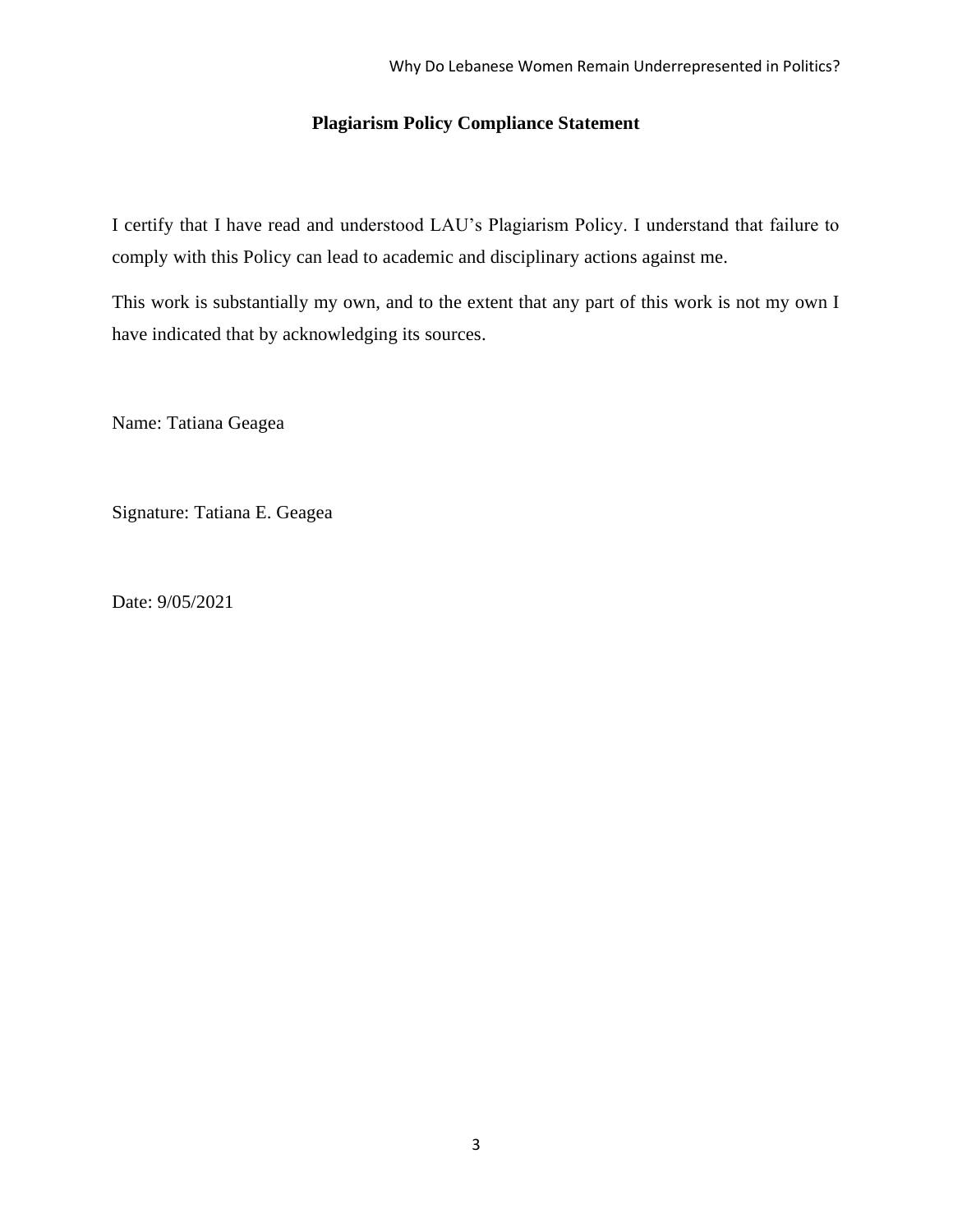**Plagiarism Policy Compliance Statement**

I certify that I have read and understood LAU's Plagiarism Policy. I understand that failure to comply with this Policy can lead to academic and disciplinary actions against me.

This work is substantially my own, and to the extent that any part of this work is not my own I have indicated that by acknowledging its sources.

Name: Tatiana Geagea

Signature: Tatiana E. Geagea

Date: 9/05/2021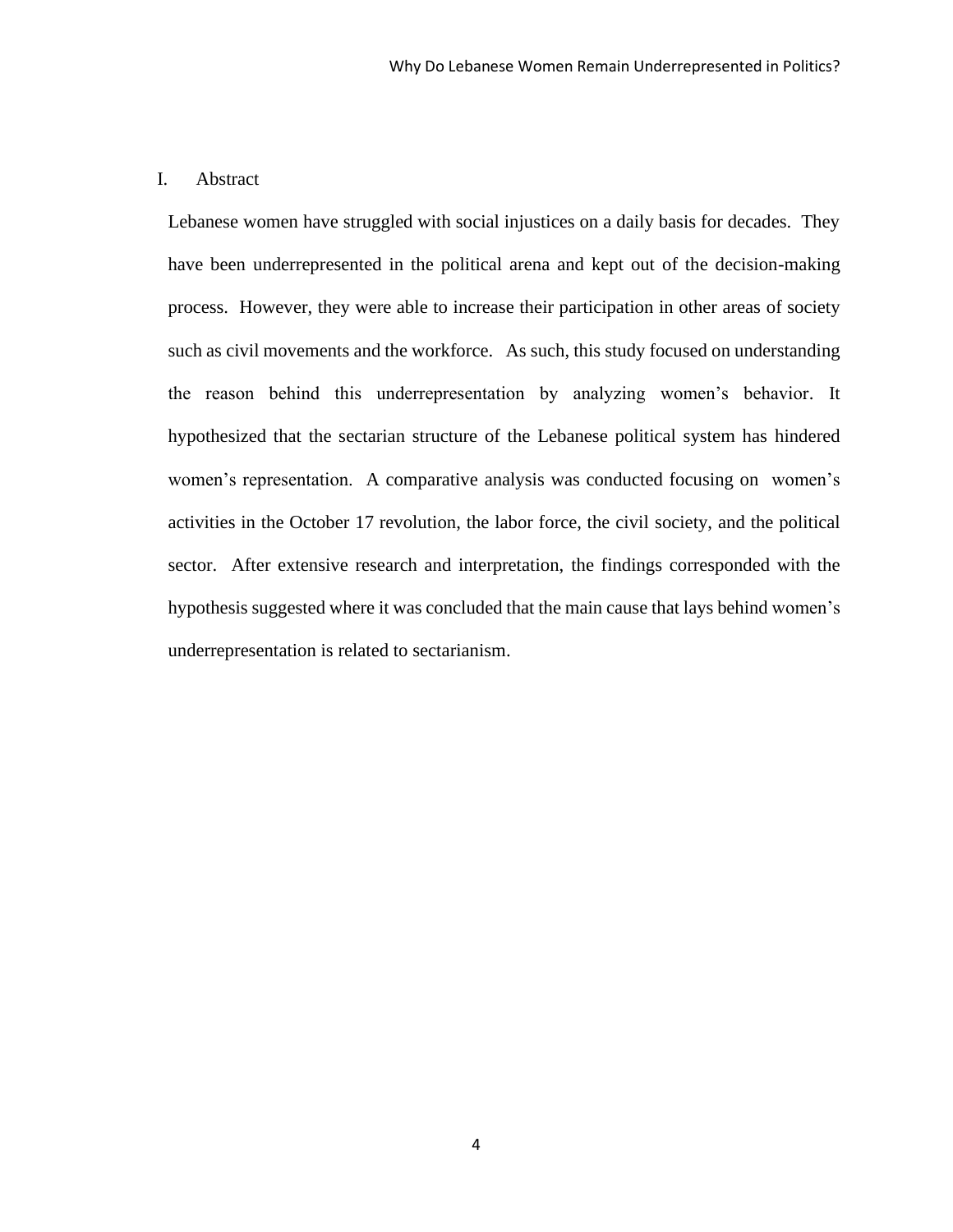## I. Abstract

Lebanese women have struggled with social injustices on a daily basis for decades. They have been underrepresented in the political arena and kept out of the decision-making process. However, they were able to increase their participation in other areas of society such as civil movements and the workforce. As such, this study focused on understanding the reason behind this underrepresentation by analyzing women's behavior. It hypothesized that the sectarian structure of the Lebanese political system has hindered women's representation. A comparative analysis was conducted focusing on women's activities in the October 17 revolution, the labor force, the civil society, and the political sector. After extensive research and interpretation, the findings corresponded with the hypothesis suggested where it was concluded that the main cause that lays behind women's underrepresentation is related to sectarianism.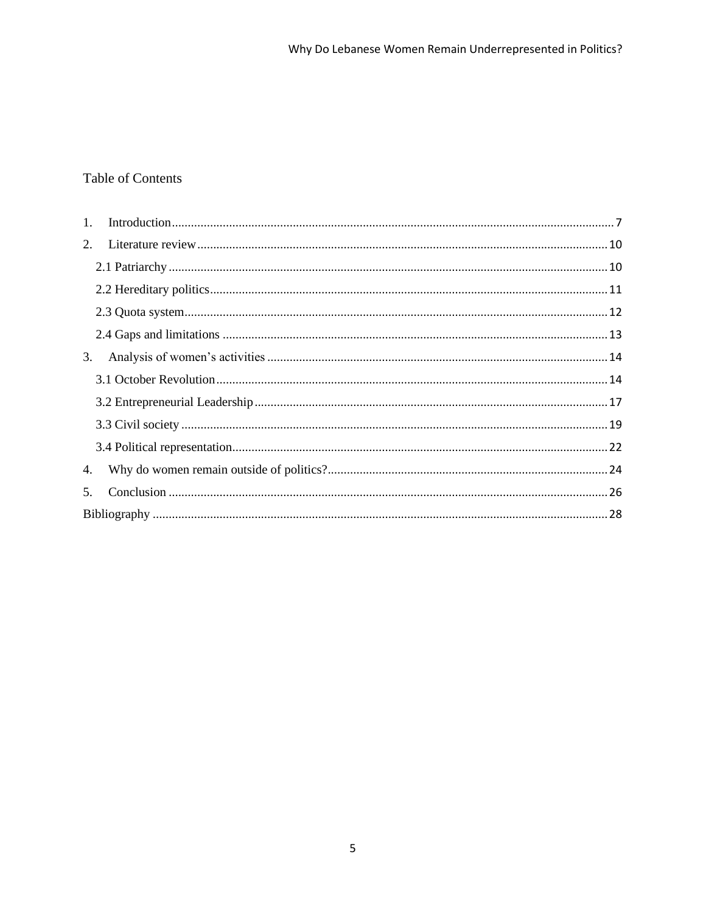## Table of Contents

1. Introduction ........................................................................ 7
2. Literature review ................................................................ 10
   - 2.1 Patriarchy ................................................................ 10
   - 2.2 Hereditary politics ................................................... 11
   - 2.3 Quota system ............................................................ 12
   - 2.4 Gaps and limitations ................................................. 13
3. Analysis of women's activities ............................................. 14
   - 3.1 October Revolution ................................................... 14
   - 3.2 Entrepreneurial Leadership ........................................ 17
   - 3.3 Civil society ............................................................. 19
   - 3.4 Political representation ............................................. 22
4. Why do women remain outside of politics? ............................ 24
5. Conclusion ............................................................................ 26

Bibliography .............................................................................. 28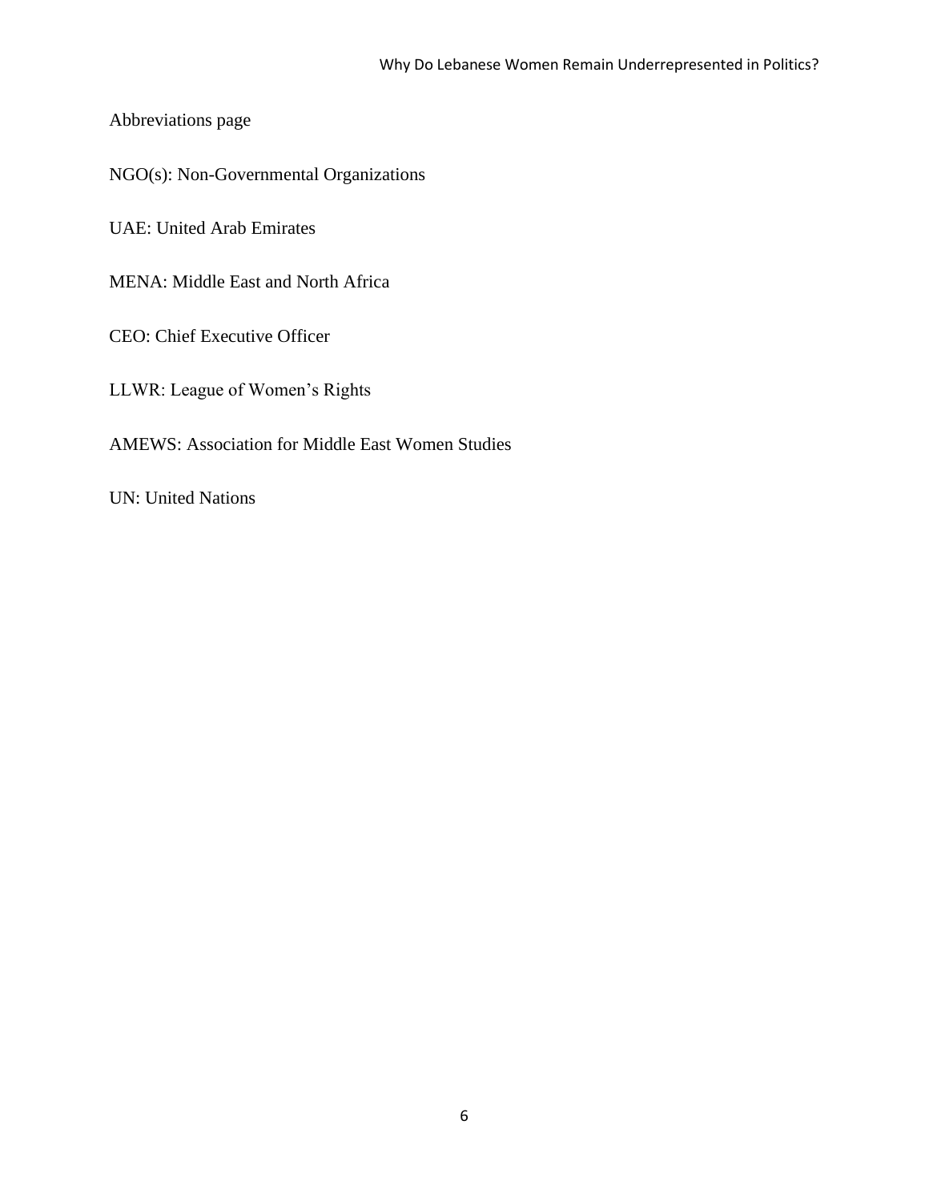Abbreviations page

NGO(s): Non-Governmental Organizations

UAE: United Arab Emirates

MENA: Middle East and North Africa

CEO: Chief Executive Officer

LLWR: League of Women's Rights

AMEWS: Association for Middle East Women Studies

UN: United Nations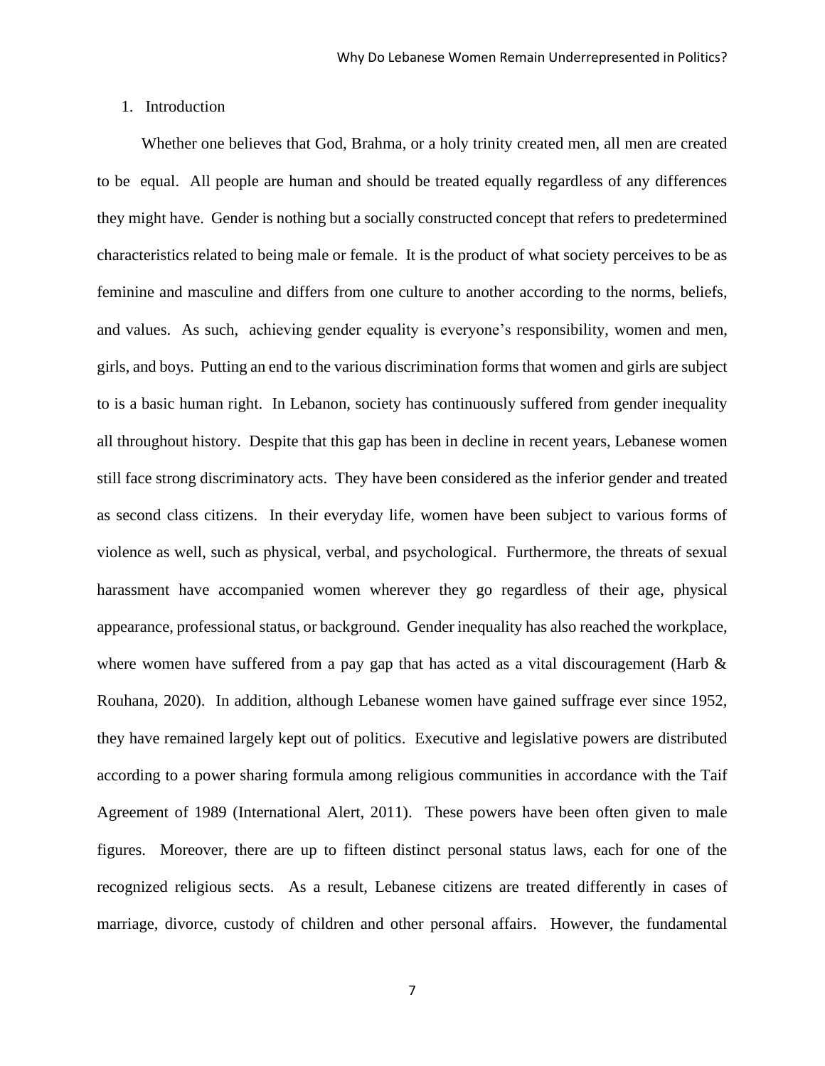## 1. Introduction

Whether one believes that God, Brahma, or a holy trinity created men, all men are created to be equal. All people are human and should be treated equally regardless of any differences they might have. Gender is nothing but a socially constructed concept that refers to predetermined characteristics related to being male or female. It is the product of what society perceives to be as feminine and masculine and differs from one culture to another according to the norms, beliefs, and values. As such, achieving gender equality is everyone's responsibility, women and men, girls, and boys. Putting an end to the various discrimination forms that women and girls are subject to is a basic human right. In Lebanon, society has continuously suffered from gender inequality all throughout history. Despite that this gap has been in decline in recent years, Lebanese women still face strong discriminatory acts. They have been considered as the inferior gender and treated as second class citizens. In their everyday life, women have been subject to various forms of violence as well, such as physical, verbal, and psychological. Furthermore, the threats of sexual harassment have accompanied women wherever they go regardless of their age, physical appearance, professional status, or background. Gender inequality has also reached the workplace, where women have suffered from a pay gap that has acted as a vital discouragement (Harb & Rouhana, 2020). In addition, although Lebanese women have gained suffrage ever since 1952, they have remained largely kept out of politics. Executive and legislative powers are distributed according to a power sharing formula among religious communities in accordance with the Taif Agreement of 1989 (International Alert, 2011). These powers have been often given to male figures. Moreover, there are up to fifteen distinct personal status laws, each for one of the recognized religious sects. As a result, Lebanese citizens are treated differently in cases of marriage, divorce, custody of children and other personal affairs. However, the fundamental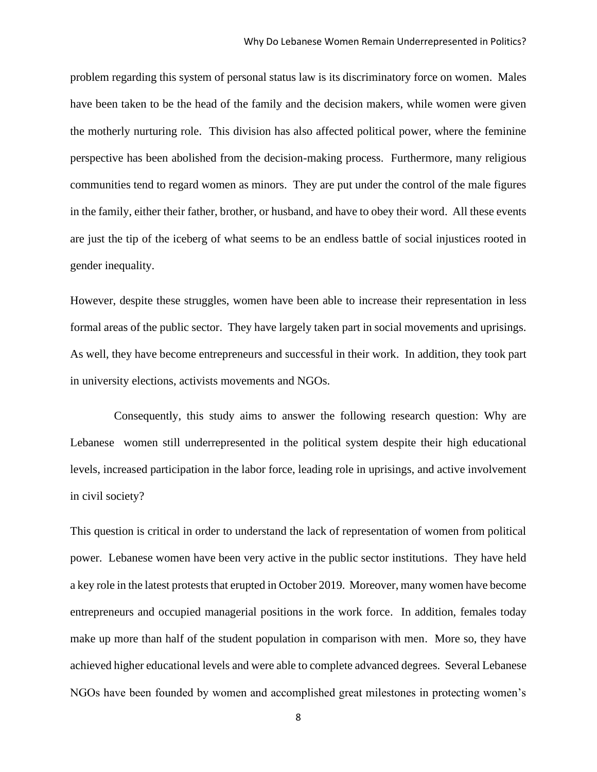problem regarding this system of personal status law is its discriminatory force on women. Males have been taken to be the head of the family and the decision makers, while women were given the motherly nurturing role. This division has also affected political power, where the feminine perspective has been abolished from the decision-making process. Furthermore, many religious communities tend to regard women as minors. They are put under the control of the male figures in the family, either their father, brother, or husband, and have to obey their word. All these events are just the tip of the iceberg of what seems to be an endless battle of social injustices rooted in gender inequality.

However, despite these struggles, women have been able to increase their representation in less formal areas of the public sector. They have largely taken part in social movements and uprisings. As well, they have become entrepreneurs and successful in their work. In addition, they took part in university elections, activists movements and NGOs.

Consequently, this study aims to answer the following research question: Why are Lebanese women still underrepresented in the political system despite their high educational levels, increased participation in the labor force, leading role in uprisings, and active involvement in civil society?

This question is critical in order to understand the lack of representation of women from political power. Lebanese women have been very active in the public sector institutions. They have held a key role in the latest protests that erupted in October 2019. Moreover, many women have become entrepreneurs and occupied managerial positions in the work force. In addition, females today make up more than half of the student population in comparison with men. More so, they have achieved higher educational levels and were able to complete advanced degrees. Several Lebanese NGOs have been founded by women and accomplished great milestones in protecting women's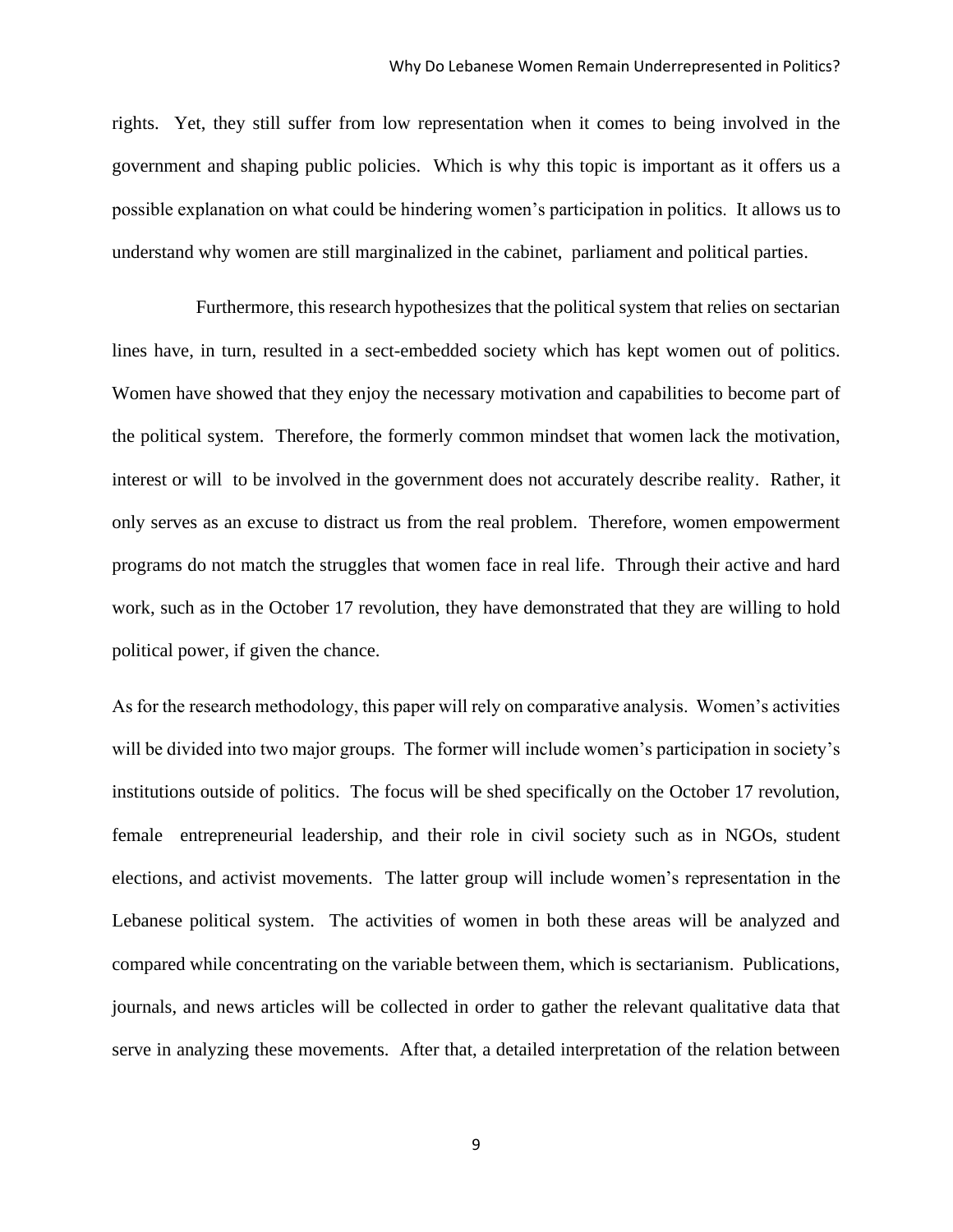rights. Yet, they still suffer from low representation when it comes to being involved in the government and shaping public policies. Which is why this topic is important as it offers us a possible explanation on what could be hindering women's participation in politics. It allows us to understand why women are still marginalized in the cabinet, parliament and political parties.

Furthermore, this research hypothesizes that the political system that relies on sectarian lines have, in turn, resulted in a sect-embedded society which has kept women out of politics. Women have showed that they enjoy the necessary motivation and capabilities to become part of the political system. Therefore, the formerly common mindset that women lack the motivation, interest or will to be involved in the government does not accurately describe reality. Rather, it only serves as an excuse to distract us from the real problem. Therefore, women empowerment programs do not match the struggles that women face in real life. Through their active and hard work, such as in the October 17 revolution, they have demonstrated that they are willing to hold political power, if given the chance.

As for the research methodology, this paper will rely on comparative analysis. Women's activities will be divided into two major groups. The former will include women's participation in society's institutions outside of politics. The focus will be shed specifically on the October 17 revolution, female entrepreneurial leadership, and their role in civil society such as in NGOs, student elections, and activist movements. The latter group will include women's representation in the Lebanese political system. The activities of women in both these areas will be analyzed and compared while concentrating on the variable between them, which is sectarianism. Publications, journals, and news articles will be collected in order to gather the relevant qualitative data that serve in analyzing these movements. After that, a detailed interpretation of the relation between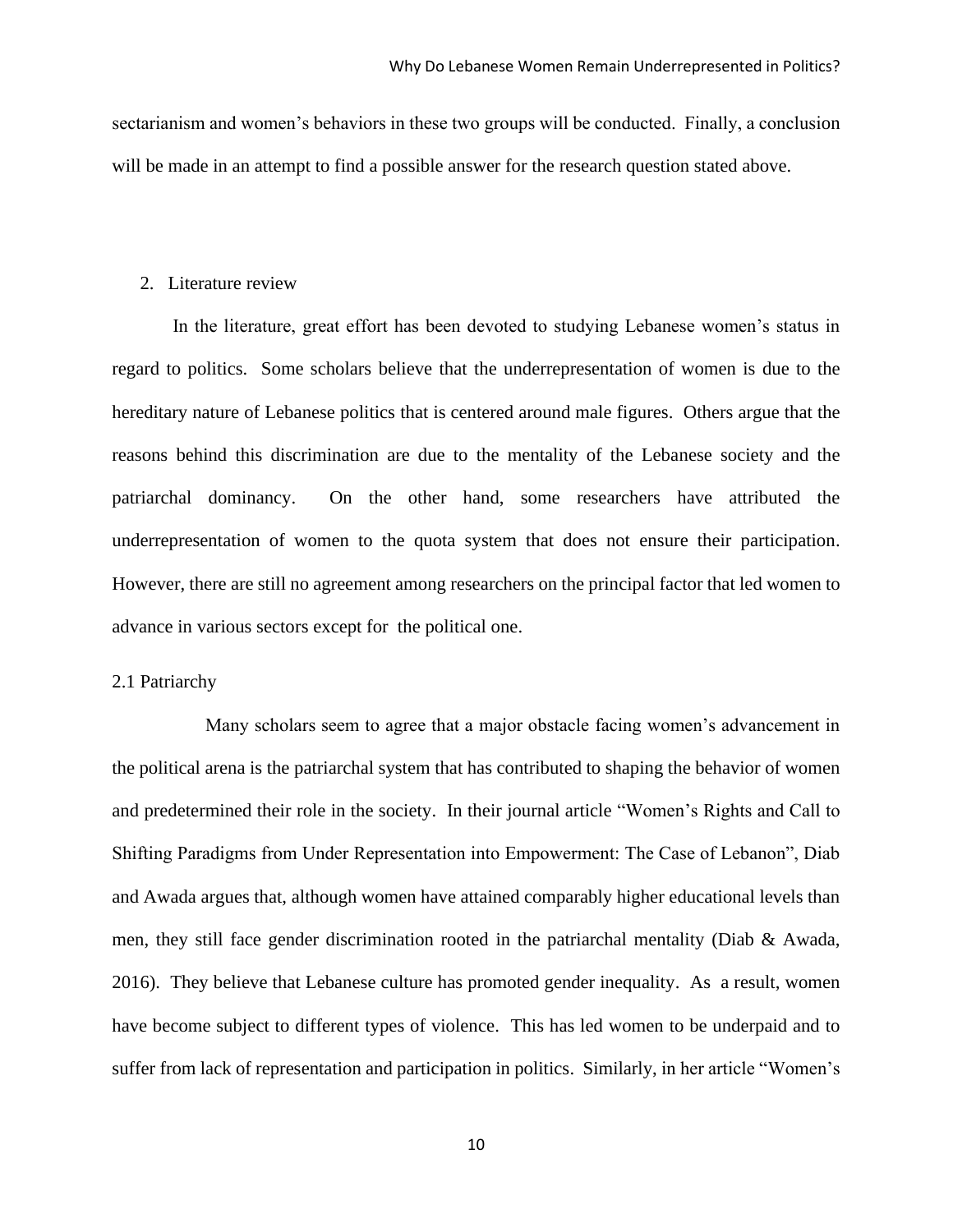sectarianism and women's behaviors in these two groups will be conducted. Finally, a conclusion will be made in an attempt to find a possible answer for the research question stated above.

## 2. Literature review

In the literature, great effort has been devoted to studying Lebanese women's status in regard to politics. Some scholars believe that the underrepresentation of women is due to the hereditary nature of Lebanese politics that is centered around male figures. Others argue that the reasons behind this discrimination are due to the mentality of the Lebanese society and the patriarchal dominancy. On the other hand, some researchers have attributed the underrepresentation of women to the quota system that does not ensure their participation. However, there are still no agreement among researchers on the principal factor that led women to advance in various sectors except for the political one.

### 2.1 Patriarchy

Many scholars seem to agree that a major obstacle facing women's advancement in the political arena is the patriarchal system that has contributed to shaping the behavior of women and predetermined their role in the society. In their journal article "Women's Rights and Call to Shifting Paradigms from Under Representation into Empowerment: The Case of Lebanon", Diab and Awada argues that, although women have attained comparably higher educational levels than men, they still face gender discrimination rooted in the patriarchal mentality (Diab & Awada, 2016). They believe that Lebanese culture has promoted gender inequality. As a result, women have become subject to different types of violence. This has led women to be underpaid and to suffer from lack of representation and participation in politics. Similarly, in her article "Women's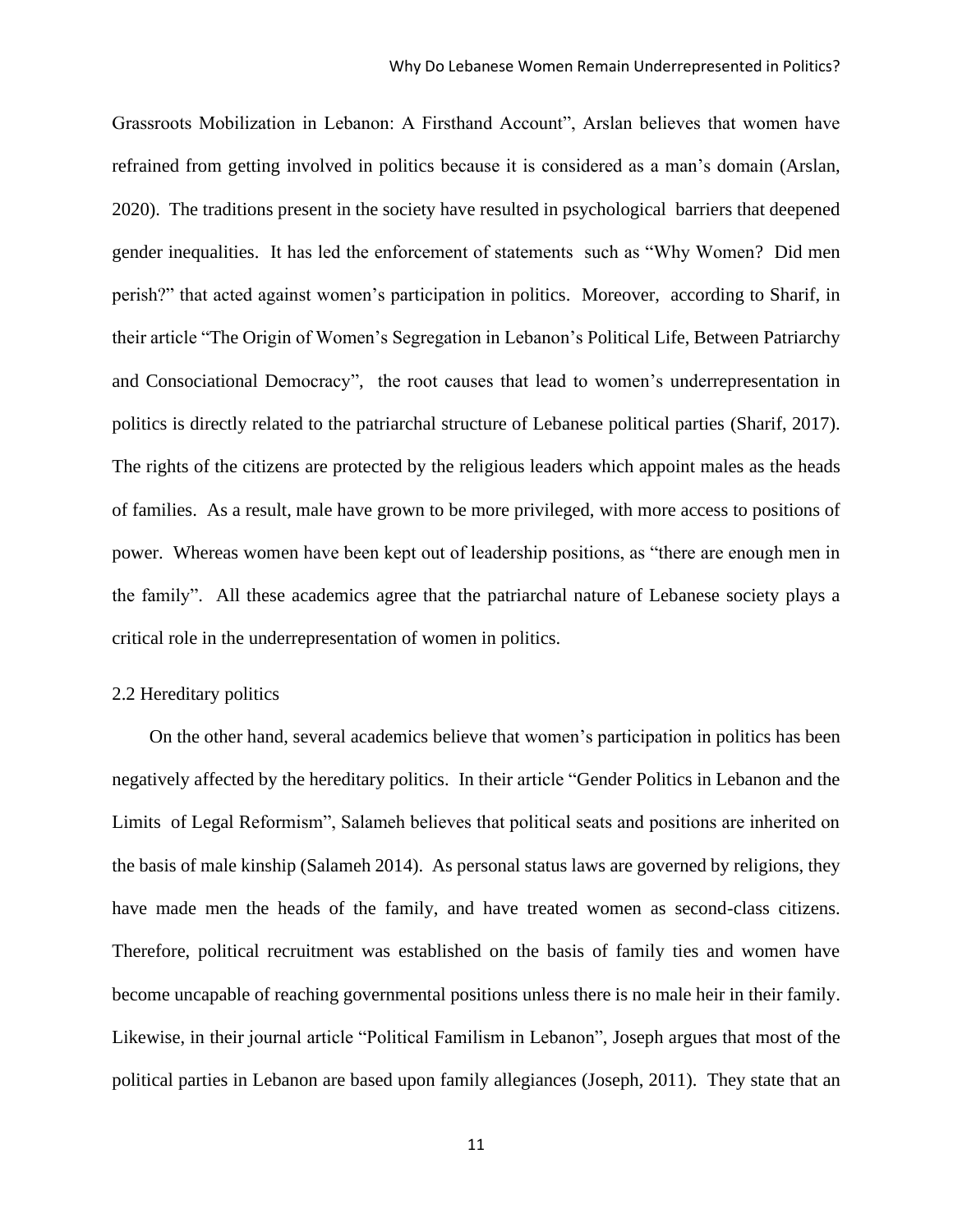Grassroots Mobilization in Lebanon: A Firsthand Account", Arslan believes that women have refrained from getting involved in politics because it is considered as a man's domain (Arslan, 2020). The traditions present in the society have resulted in psychological barriers that deepened gender inequalities. It has led the enforcement of statements such as "Why Women? Did men perish?" that acted against women's participation in politics. Moreover, according to Sharif, in their article "The Origin of Women's Segregation in Lebanon's Political Life, Between Patriarchy and Consociational Democracy", the root causes that lead to women's underrepresentation in politics is directly related to the patriarchal structure of Lebanese political parties (Sharif, 2017). The rights of the citizens are protected by the religious leaders which appoint males as the heads of families. As a result, male have grown to be more privileged, with more access to positions of power. Whereas women have been kept out of leadership positions, as "there are enough men in the family". All these academics agree that the patriarchal nature of Lebanese society plays a critical role in the underrepresentation of women in politics.

### 2.2 Hereditary politics

On the other hand, several academics believe that women's participation in politics has been negatively affected by the hereditary politics. In their article "Gender Politics in Lebanon and the Limits of Legal Reformism", Salameh believes that political seats and positions are inherited on the basis of male kinship (Salameh 2014). As personal status laws are governed by religions, they have made men the heads of the family, and have treated women as second-class citizens. Therefore, political recruitment was established on the basis of family ties and women have become uncapable of reaching governmental positions unless there is no male heir in their family. Likewise, in their journal article "Political Familism in Lebanon", Joseph argues that most of the political parties in Lebanon are based upon family allegiances (Joseph, 2011). They state that an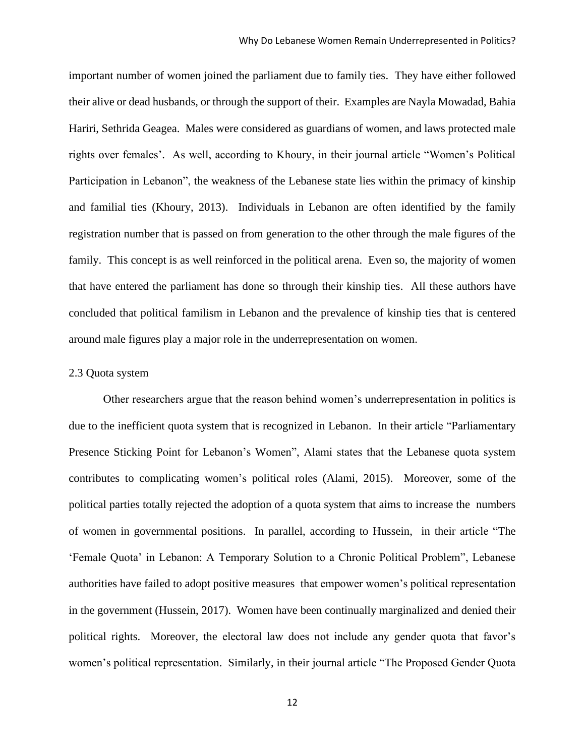important number of women joined the parliament due to family ties. They have either followed their alive or dead husbands, or through the support of their. Examples are Nayla Mowadad, Bahia Hariri, Sethrida Geagea. Males were considered as guardians of women, and laws protected male rights over females'. As well, according to Khoury, in their journal article "Women's Political Participation in Lebanon", the weakness of the Lebanese state lies within the primacy of kinship and familial ties (Khoury, 2013). Individuals in Lebanon are often identified by the family registration number that is passed on from generation to the other through the male figures of the family. This concept is as well reinforced in the political arena. Even so, the majority of women that have entered the parliament has done so through their kinship ties. All these authors have concluded that political familism in Lebanon and the prevalence of kinship ties that is centered around male figures play a major role in the underrepresentation on women.

### 2.3 Quota system

Other researchers argue that the reason behind women's underrepresentation in politics is due to the inefficient quota system that is recognized in Lebanon. In their article "Parliamentary Presence Sticking Point for Lebanon's Women", Alami states that the Lebanese quota system contributes to complicating women's political roles (Alami, 2015). Moreover, some of the political parties totally rejected the adoption of a quota system that aims to increase the numbers of women in governmental positions. In parallel, according to Hussein, in their article "The 'Female Quota' in Lebanon: A Temporary Solution to a Chronic Political Problem", Lebanese authorities have failed to adopt positive measures that empower women's political representation in the government (Hussein, 2017). Women have been continually marginalized and denied their political rights. Moreover, the electoral law does not include any gender quota that favor's women's political representation. Similarly, in their journal article "The Proposed Gender Quota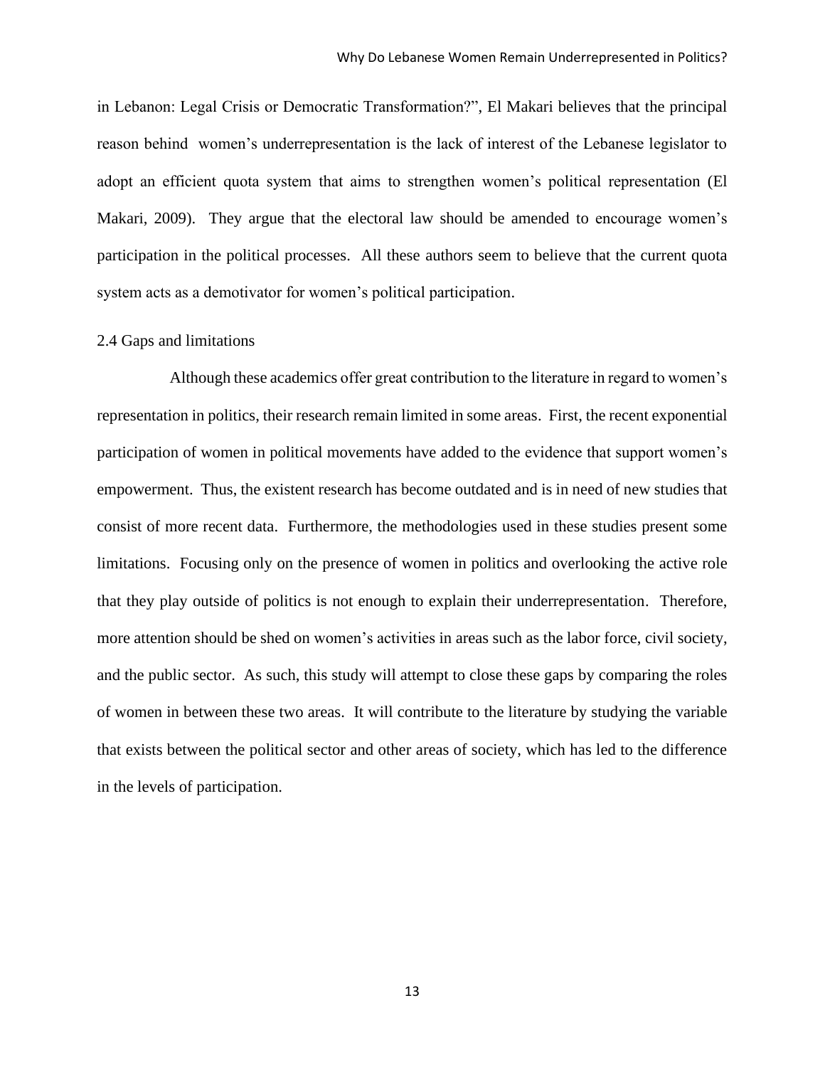in Lebanon: Legal Crisis or Democratic Transformation?", El Makari believes that the principal reason behind women's underrepresentation is the lack of interest of the Lebanese legislator to adopt an efficient quota system that aims to strengthen women's political representation (El Makari, 2009). They argue that the electoral law should be amended to encourage women's participation in the political processes. All these authors seem to believe that the current quota system acts as a demotivator for women's political participation.

### 2.4 Gaps and limitations

Although these academics offer great contribution to the literature in regard to women's representation in politics, their research remain limited in some areas. First, the recent exponential participation of women in political movements have added to the evidence that support women's empowerment. Thus, the existent research has become outdated and is in need of new studies that consist of more recent data. Furthermore, the methodologies used in these studies present some limitations. Focusing only on the presence of women in politics and overlooking the active role that they play outside of politics is not enough to explain their underrepresentation. Therefore, more attention should be shed on women's activities in areas such as the labor force, civil society, and the public sector. As such, this study will attempt to close these gaps by comparing the roles of women in between these two areas. It will contribute to the literature by studying the variable that exists between the political sector and other areas of society, which has led to the difference in the levels of participation.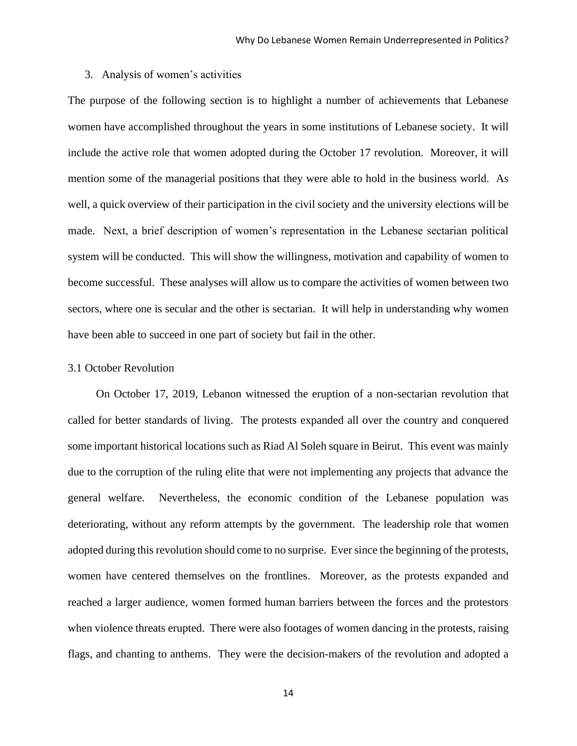## 3. Analysis of women's activities

The purpose of the following section is to highlight a number of achievements that Lebanese women have accomplished throughout the years in some institutions of Lebanese society. It will include the active role that women adopted during the October 17 revolution. Moreover, it will mention some of the managerial positions that they were able to hold in the business world. As well, a quick overview of their participation in the civil society and the university elections will be made. Next, a brief description of women's representation in the Lebanese sectarian political system will be conducted. This will show the willingness, motivation and capability of women to become successful. These analyses will allow us to compare the activities of women between two sectors, where one is secular and the other is sectarian. It will help in understanding why women have been able to succeed in one part of society but fail in the other.

### 3.1 October Revolution

On October 17, 2019, Lebanon witnessed the eruption of a non-sectarian revolution that called for better standards of living. The protests expanded all over the country and conquered some important historical locations such as Riad Al Soleh square in Beirut. This event was mainly due to the corruption of the ruling elite that were not implementing any projects that advance the general welfare. Nevertheless, the economic condition of the Lebanese population was deteriorating, without any reform attempts by the government. The leadership role that women adopted during this revolution should come to no surprise. Ever since the beginning of the protests, women have centered themselves on the frontlines. Moreover, as the protests expanded and reached a larger audience, women formed human barriers between the forces and the protestors when violence threats erupted. There were also footages of women dancing in the protests, raising flags, and chanting to anthems. They were the decision-makers of the revolution and adopted a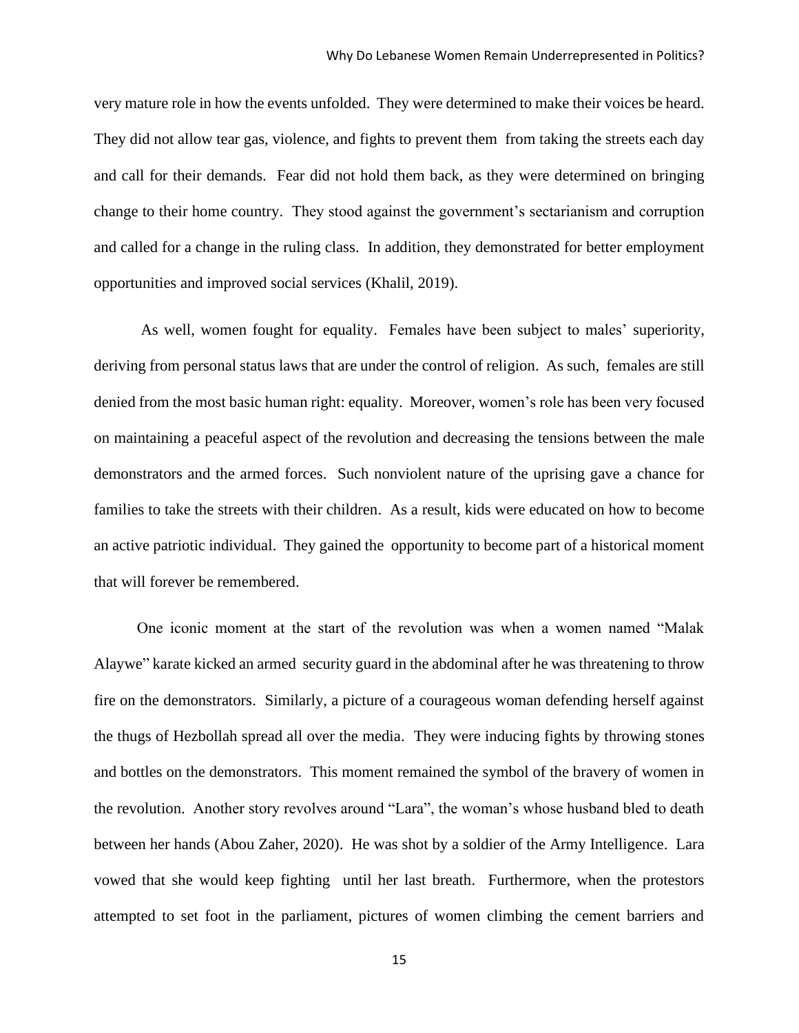very mature role in how the events unfolded. They were determined to make their voices be heard. They did not allow tear gas, violence, and fights to prevent them from taking the streets each day and call for their demands. Fear did not hold them back, as they were determined on bringing change to their home country. They stood against the government's sectarianism and corruption and called for a change in the ruling class. In addition, they demonstrated for better employment opportunities and improved social services (Khalil, 2019).

As well, women fought for equality. Females have been subject to males' superiority, deriving from personal status laws that are under the control of religion. As such, females are still denied from the most basic human right: equality. Moreover, women's role has been very focused on maintaining a peaceful aspect of the revolution and decreasing the tensions between the male demonstrators and the armed forces. Such nonviolent nature of the uprising gave a chance for families to take the streets with their children. As a result, kids were educated on how to become an active patriotic individual. They gained the opportunity to become part of a historical moment that will forever be remembered.

One iconic moment at the start of the revolution was when a women named "Malak Alaywe" karate kicked an armed security guard in the abdominal after he was threatening to throw fire on the demonstrators. Similarly, a picture of a courageous woman defending herself against the thugs of Hezbollah spread all over the media. They were inducing fights by throwing stones and bottles on the demonstrators. This moment remained the symbol of the bravery of women in the revolution. Another story revolves around "Lara", the woman's whose husband bled to death between her hands (Abou Zaher, 2020). He was shot by a soldier of the Army Intelligence. Lara vowed that she would keep fighting until her last breath. Furthermore, when the protestors attempted to set foot in the parliament, pictures of women climbing the cement barriers and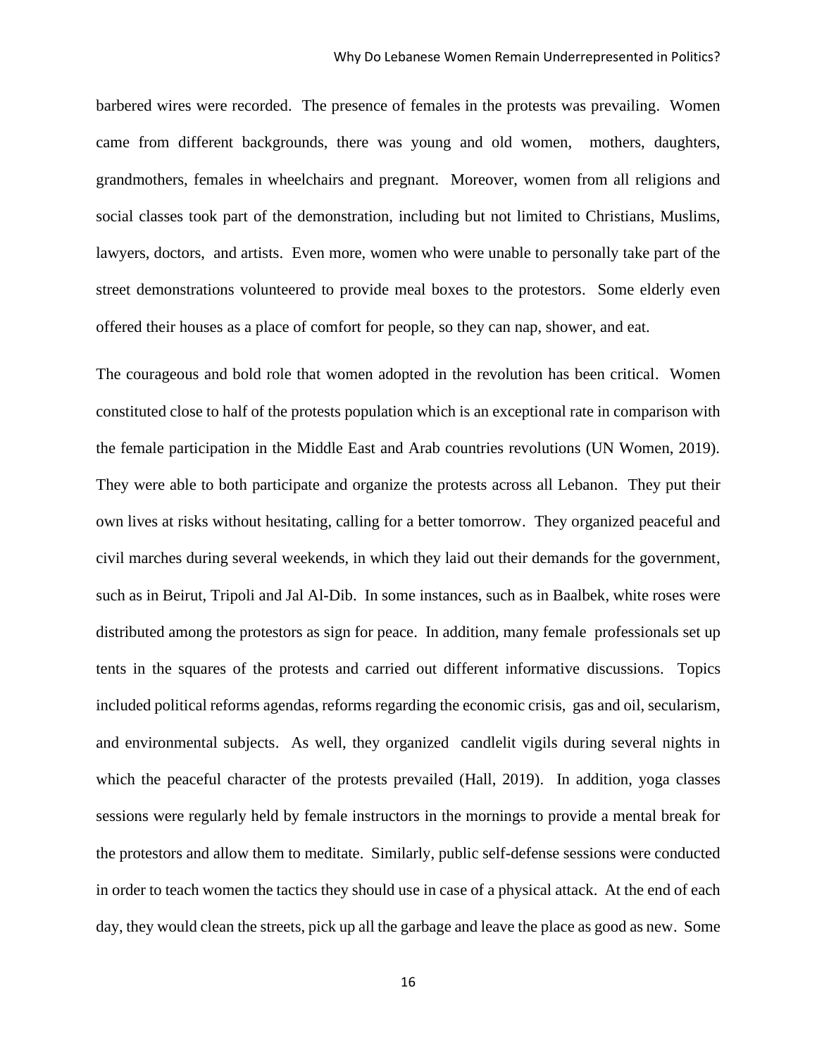barbered wires were recorded. The presence of females in the protests was prevailing. Women came from different backgrounds, there was young and old women, mothers, daughters, grandmothers, females in wheelchairs and pregnant. Moreover, women from all religions and social classes took part of the demonstration, including but not limited to Christians, Muslims, lawyers, doctors, and artists. Even more, women who were unable to personally take part of the street demonstrations volunteered to provide meal boxes to the protestors. Some elderly even offered their houses as a place of comfort for people, so they can nap, shower, and eat.

The courageous and bold role that women adopted in the revolution has been critical. Women constituted close to half of the protests population which is an exceptional rate in comparison with the female participation in the Middle East and Arab countries revolutions (UN Women, 2019). They were able to both participate and organize the protests across all Lebanon. They put their own lives at risks without hesitating, calling for a better tomorrow. They organized peaceful and civil marches during several weekends, in which they laid out their demands for the government, such as in Beirut, Tripoli and Jal Al-Dib. In some instances, such as in Baalbek, white roses were distributed among the protestors as sign for peace. In addition, many female professionals set up tents in the squares of the protests and carried out different informative discussions. Topics included political reforms agendas, reforms regarding the economic crisis, gas and oil, secularism, and environmental subjects. As well, they organized candlelit vigils during several nights in which the peaceful character of the protests prevailed (Hall, 2019). In addition, yoga classes sessions were regularly held by female instructors in the mornings to provide a mental break for the protestors and allow them to meditate. Similarly, public self-defense sessions were conducted in order to teach women the tactics they should use in case of a physical attack. At the end of each day, they would clean the streets, pick up all the garbage and leave the place as good as new. Some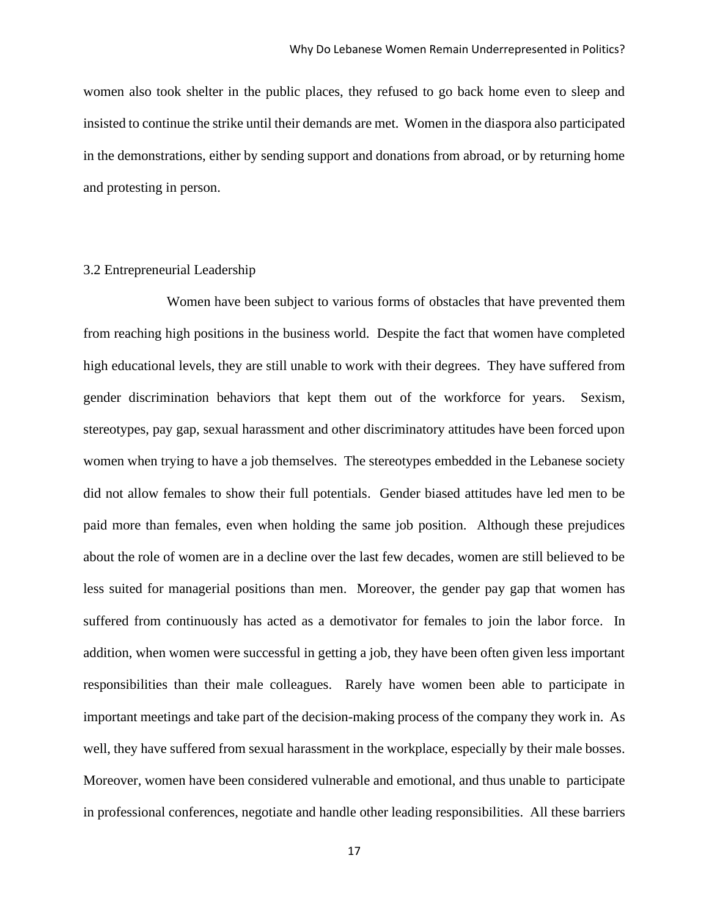women also took shelter in the public places, they refused to go back home even to sleep and insisted to continue the strike until their demands are met. Women in the diaspora also participated in the demonstrations, either by sending support and donations from abroad, or by returning home and protesting in person.

### 3.2 Entrepreneurial Leadership

Women have been subject to various forms of obstacles that have prevented them from reaching high positions in the business world. Despite the fact that women have completed high educational levels, they are still unable to work with their degrees. They have suffered from gender discrimination behaviors that kept them out of the workforce for years. Sexism, stereotypes, pay gap, sexual harassment and other discriminatory attitudes have been forced upon women when trying to have a job themselves. The stereotypes embedded in the Lebanese society did not allow females to show their full potentials. Gender biased attitudes have led men to be paid more than females, even when holding the same job position. Although these prejudices about the role of women are in a decline over the last few decades, women are still believed to be less suited for managerial positions than men. Moreover, the gender pay gap that women has suffered from continuously has acted as a demotivator for females to join the labor force. In addition, when women were successful in getting a job, they have been often given less important responsibilities than their male colleagues. Rarely have women been able to participate in important meetings and take part of the decision-making process of the company they work in. As well, they have suffered from sexual harassment in the workplace, especially by their male bosses. Moreover, women have been considered vulnerable and emotional, and thus unable to participate in professional conferences, negotiate and handle other leading responsibilities. All these barriers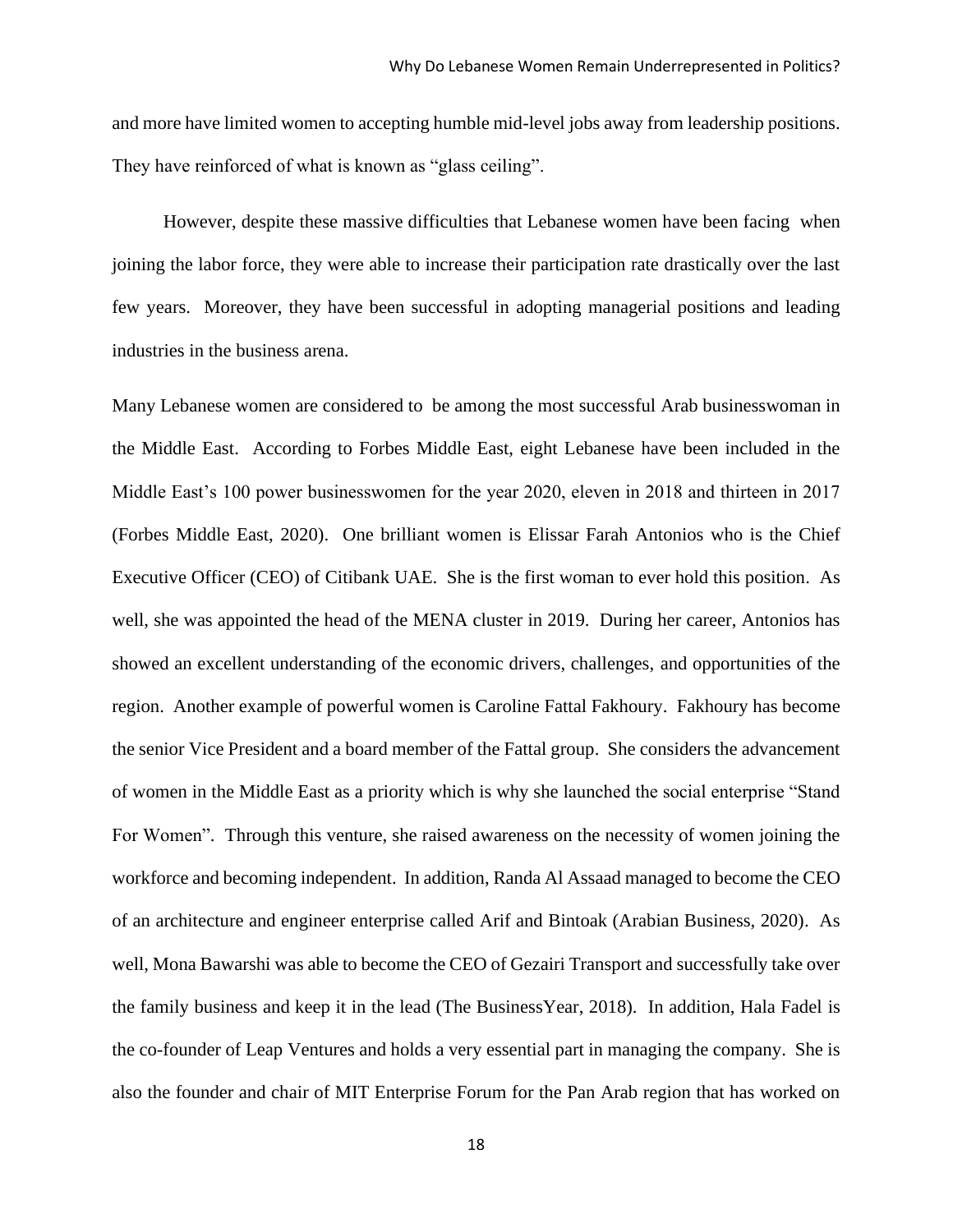and more have limited women to accepting humble mid-level jobs away from leadership positions. They have reinforced of what is known as "glass ceiling".

However, despite these massive difficulties that Lebanese women have been facing when joining the labor force, they were able to increase their participation rate drastically over the last few years. Moreover, they have been successful in adopting managerial positions and leading industries in the business arena.

Many Lebanese women are considered to be among the most successful Arab businesswoman in the Middle East. According to Forbes Middle East, eight Lebanese have been included in the Middle East's 100 power businesswomen for the year 2020, eleven in 2018 and thirteen in 2017 (Forbes Middle East, 2020). One brilliant women is Elissar Farah Antonios who is the Chief Executive Officer (CEO) of Citibank UAE. She is the first woman to ever hold this position. As well, she was appointed the head of the MENA cluster in 2019. During her career, Antonios has showed an excellent understanding of the economic drivers, challenges, and opportunities of the region. Another example of powerful women is Caroline Fattal Fakhoury. Fakhoury has become the senior Vice President and a board member of the Fattal group. She considers the advancement of women in the Middle East as a priority which is why she launched the social enterprise "Stand For Women". Through this venture, she raised awareness on the necessity of women joining the workforce and becoming independent. In addition, Randa Al Assaad managed to become the CEO of an architecture and engineer enterprise called Arif and Bintoak (Arabian Business, 2020). As well, Mona Bawarshi was able to become the CEO of Gezairi Transport and successfully take over the family business and keep it in the lead (The BusinessYear, 2018). In addition, Hala Fadel is the co-founder of Leap Ventures and holds a very essential part in managing the company. She is also the founder and chair of MIT Enterprise Forum for the Pan Arab region that has worked on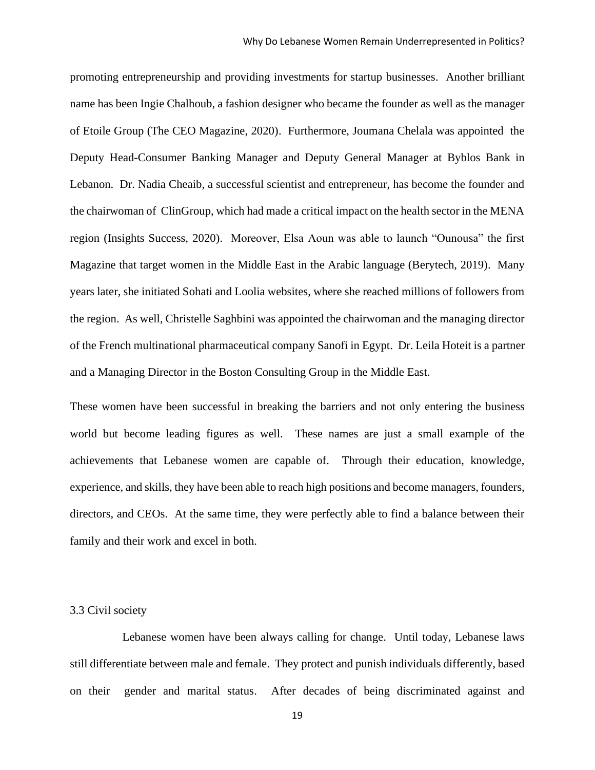promoting entrepreneurship and providing investments for startup businesses. Another brilliant name has been Ingie Chalhoub, a fashion designer who became the founder as well as the manager of Etoile Group (The CEO Magazine, 2020). Furthermore, Joumana Chelala was appointed the Deputy Head-Consumer Banking Manager and Deputy General Manager at Byblos Bank in Lebanon. Dr. Nadia Cheaib, a successful scientist and entrepreneur, has become the founder and the chairwoman of ClinGroup, which had made a critical impact on the health sector in the MENA region (Insights Success, 2020). Moreover, Elsa Aoun was able to launch "Ounousa" the first Magazine that target women in the Middle East in the Arabic language (Berytech, 2019). Many years later, she initiated Sohati and Loolia websites, where she reached millions of followers from the region. As well, Christelle Saghbini was appointed the chairwoman and the managing director of the French multinational pharmaceutical company Sanofi in Egypt. Dr. Leila Hoteit is a partner and a Managing Director in the Boston Consulting Group in the Middle East.

These women have been successful in breaking the barriers and not only entering the business world but become leading figures as well. These names are just a small example of the achievements that Lebanese women are capable of. Through their education, knowledge, experience, and skills, they have been able to reach high positions and become managers, founders, directors, and CEOs. At the same time, they were perfectly able to find a balance between their family and their work and excel in both.

### 3.3 Civil society

Lebanese women have been always calling for change. Until today, Lebanese laws still differentiate between male and female. They protect and punish individuals differently, based on their gender and marital status. After decades of being discriminated against and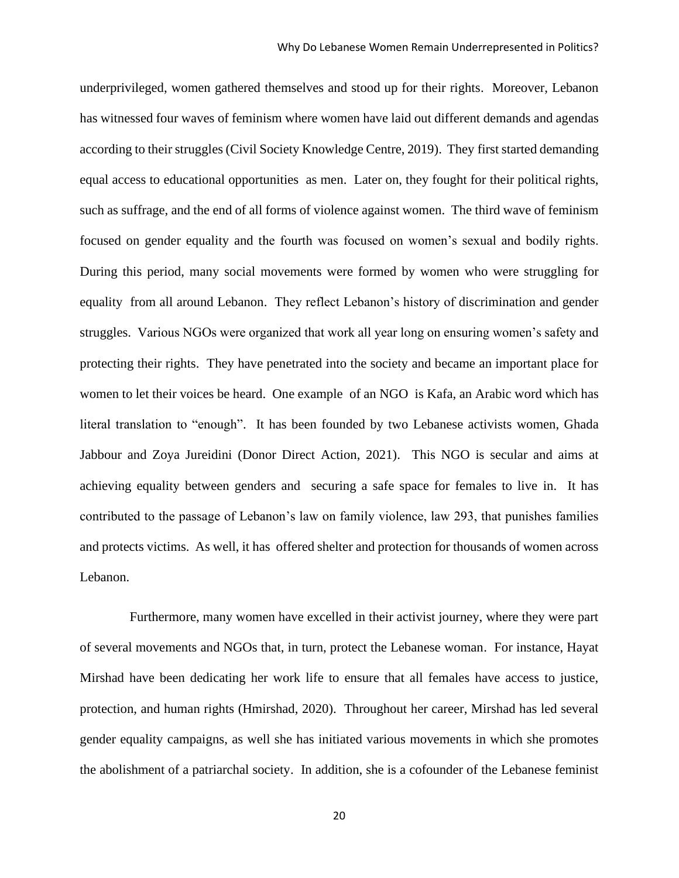underprivileged, women gathered themselves and stood up for their rights. Moreover, Lebanon has witnessed four waves of feminism where women have laid out different demands and agendas according to their struggles (Civil Society Knowledge Centre, 2019). They first started demanding equal access to educational opportunities as men. Later on, they fought for their political rights, such as suffrage, and the end of all forms of violence against women. The third wave of feminism focused on gender equality and the fourth was focused on women's sexual and bodily rights. During this period, many social movements were formed by women who were struggling for equality from all around Lebanon. They reflect Lebanon's history of discrimination and gender struggles. Various NGOs were organized that work all year long on ensuring women's safety and protecting their rights. They have penetrated into the society and became an important place for women to let their voices be heard. One example of an NGO is Kafa, an Arabic word which has literal translation to "enough". It has been founded by two Lebanese activists women, Ghada Jabbour and Zoya Jureidini (Donor Direct Action, 2021). This NGO is secular and aims at achieving equality between genders and securing a safe space for females to live in. It has contributed to the passage of Lebanon's law on family violence, law 293, that punishes families and protects victims. As well, it has offered shelter and protection for thousands of women across Lebanon.

Furthermore, many women have excelled in their activist journey, where they were part of several movements and NGOs that, in turn, protect the Lebanese woman. For instance, Hayat Mirshad have been dedicating her work life to ensure that all females have access to justice, protection, and human rights (Hmirshad, 2020). Throughout her career, Mirshad has led several gender equality campaigns, as well she has initiated various movements in which she promotes the abolishment of a patriarchal society. In addition, she is a cofounder of the Lebanese feminist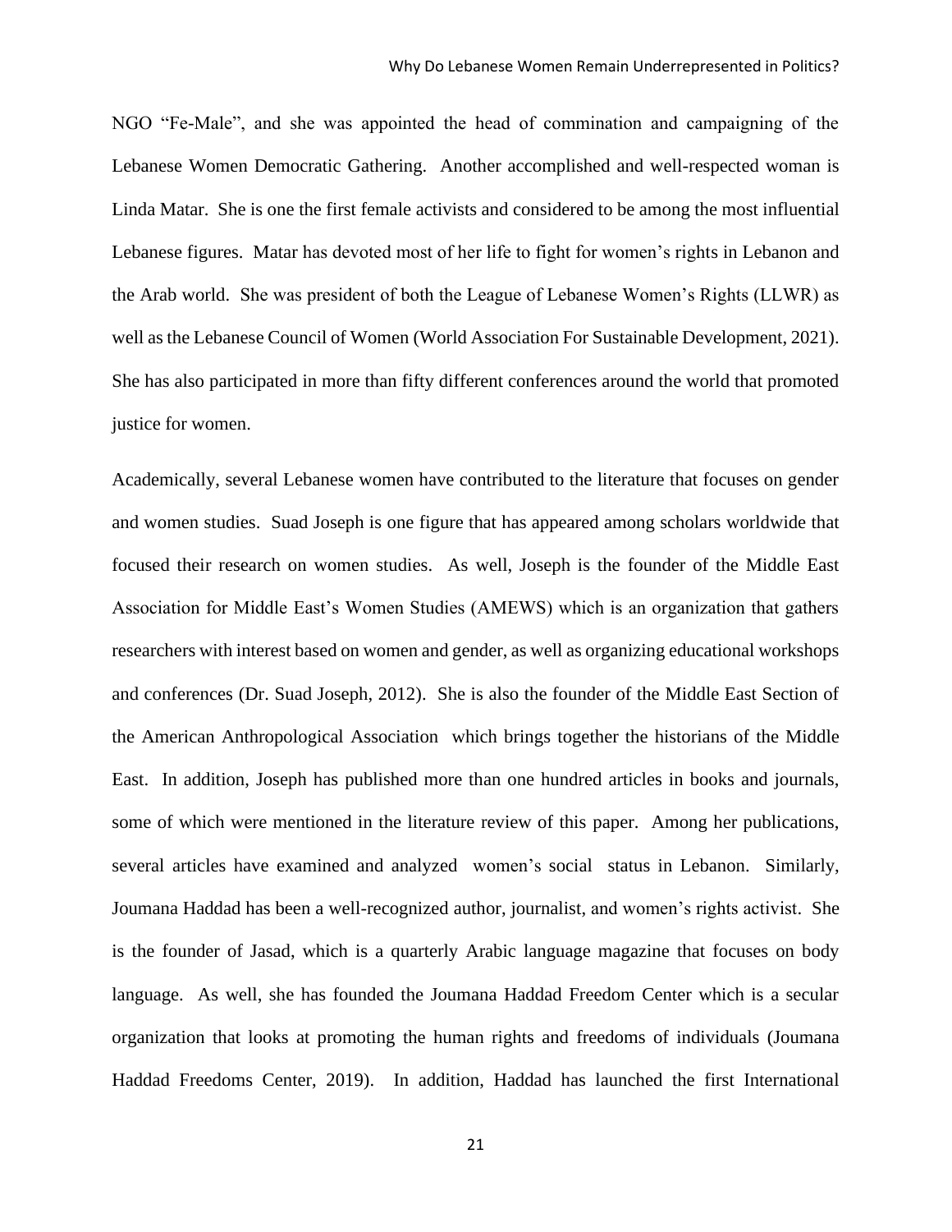NGO "Fe-Male", and she was appointed the head of commination and campaigning of the Lebanese Women Democratic Gathering. Another accomplished and well-respected woman is Linda Matar. She is one the first female activists and considered to be among the most influential Lebanese figures. Matar has devoted most of her life to fight for women's rights in Lebanon and the Arab world. She was president of both the League of Lebanese Women's Rights (LLWR) as well as the Lebanese Council of Women (World Association For Sustainable Development, 2021). She has also participated in more than fifty different conferences around the world that promoted justice for women.

Academically, several Lebanese women have contributed to the literature that focuses on gender and women studies. Suad Joseph is one figure that has appeared among scholars worldwide that focused their research on women studies. As well, Joseph is the founder of the Middle East Association for Middle East's Women Studies (AMEWS) which is an organization that gathers researchers with interest based on women and gender, as well as organizing educational workshops and conferences (Dr. Suad Joseph, 2012). She is also the founder of the Middle East Section of the American Anthropological Association which brings together the historians of the Middle East. In addition, Joseph has published more than one hundred articles in books and journals, some of which were mentioned in the literature review of this paper. Among her publications, several articles have examined and analyzed women's social status in Lebanon. Similarly, Joumana Haddad has been a well-recognized author, journalist, and women's rights activist. She is the founder of Jasad, which is a quarterly Arabic language magazine that focuses on body language. As well, she has founded the Joumana Haddad Freedom Center which is a secular organization that looks at promoting the human rights and freedoms of individuals (Joumana Haddad Freedoms Center, 2019). In addition, Haddad has launched the first International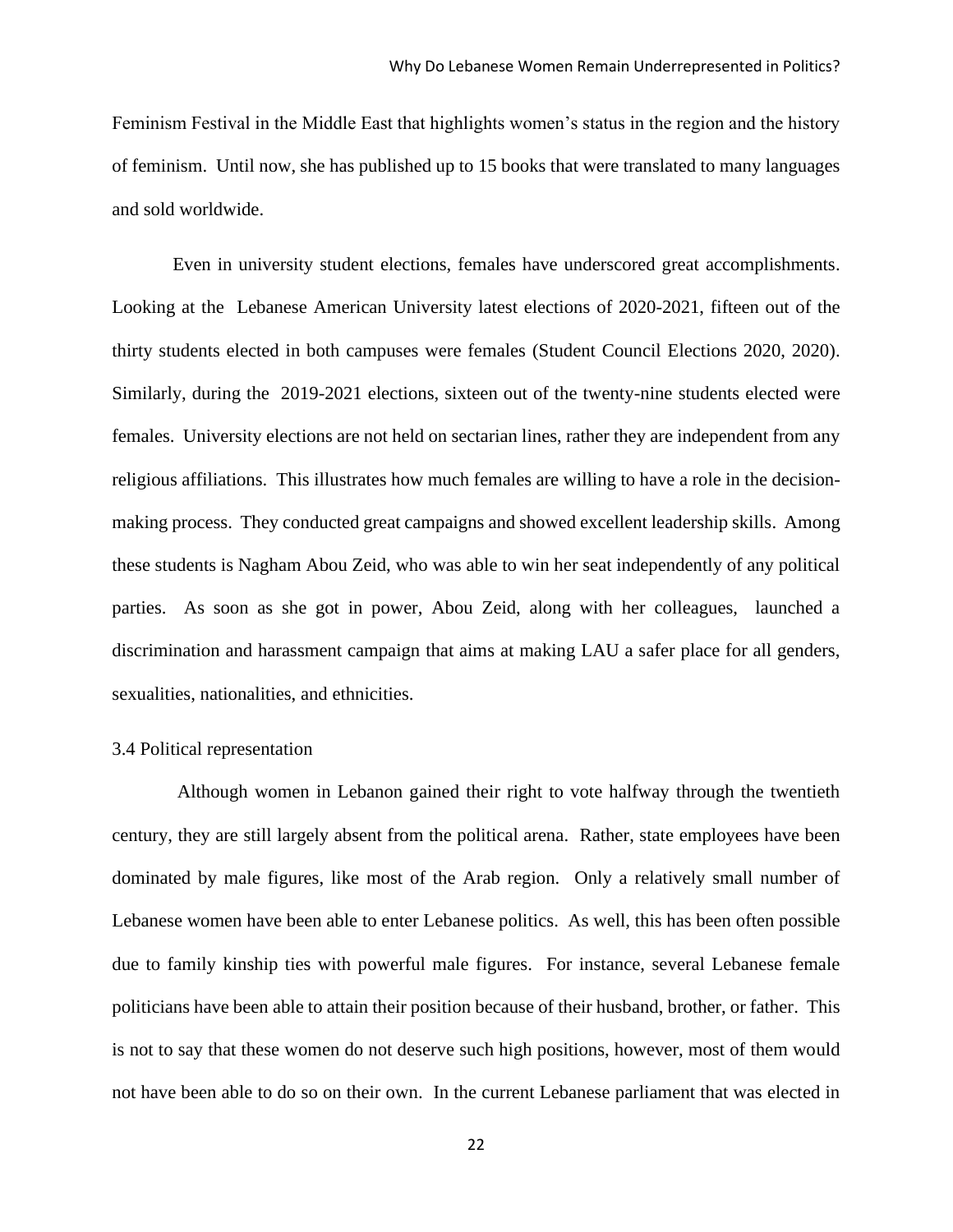Feminism Festival in the Middle East that highlights women's status in the region and the history of feminism. Until now, she has published up to 15 books that were translated to many languages and sold worldwide.

Even in university student elections, females have underscored great accomplishments. Looking at the Lebanese American University latest elections of 2020-2021, fifteen out of the thirty students elected in both campuses were females (Student Council Elections 2020, 2020). Similarly, during the 2019-2021 elections, sixteen out of the twenty-nine students elected were females. University elections are not held on sectarian lines, rather they are independent from any religious affiliations. This illustrates how much females are willing to have a role in the decision-making process. They conducted great campaigns and showed excellent leadership skills. Among these students is Nagham Abou Zeid, who was able to win her seat independently of any political parties. As soon as she got in power, Abou Zeid, along with her colleagues, launched a discrimination and harassment campaign that aims at making LAU a safer place for all genders, sexualities, nationalities, and ethnicities.

### 3.4 Political representation

Although women in Lebanon gained their right to vote halfway through the twentieth century, they are still largely absent from the political arena. Rather, state employees have been dominated by male figures, like most of the Arab region. Only a relatively small number of Lebanese women have been able to enter Lebanese politics. As well, this has been often possible due to family kinship ties with powerful male figures. For instance, several Lebanese female politicians have been able to attain their position because of their husband, brother, or father. This is not to say that these women do not deserve such high positions, however, most of them would not have been able to do so on their own. In the current Lebanese parliament that was elected in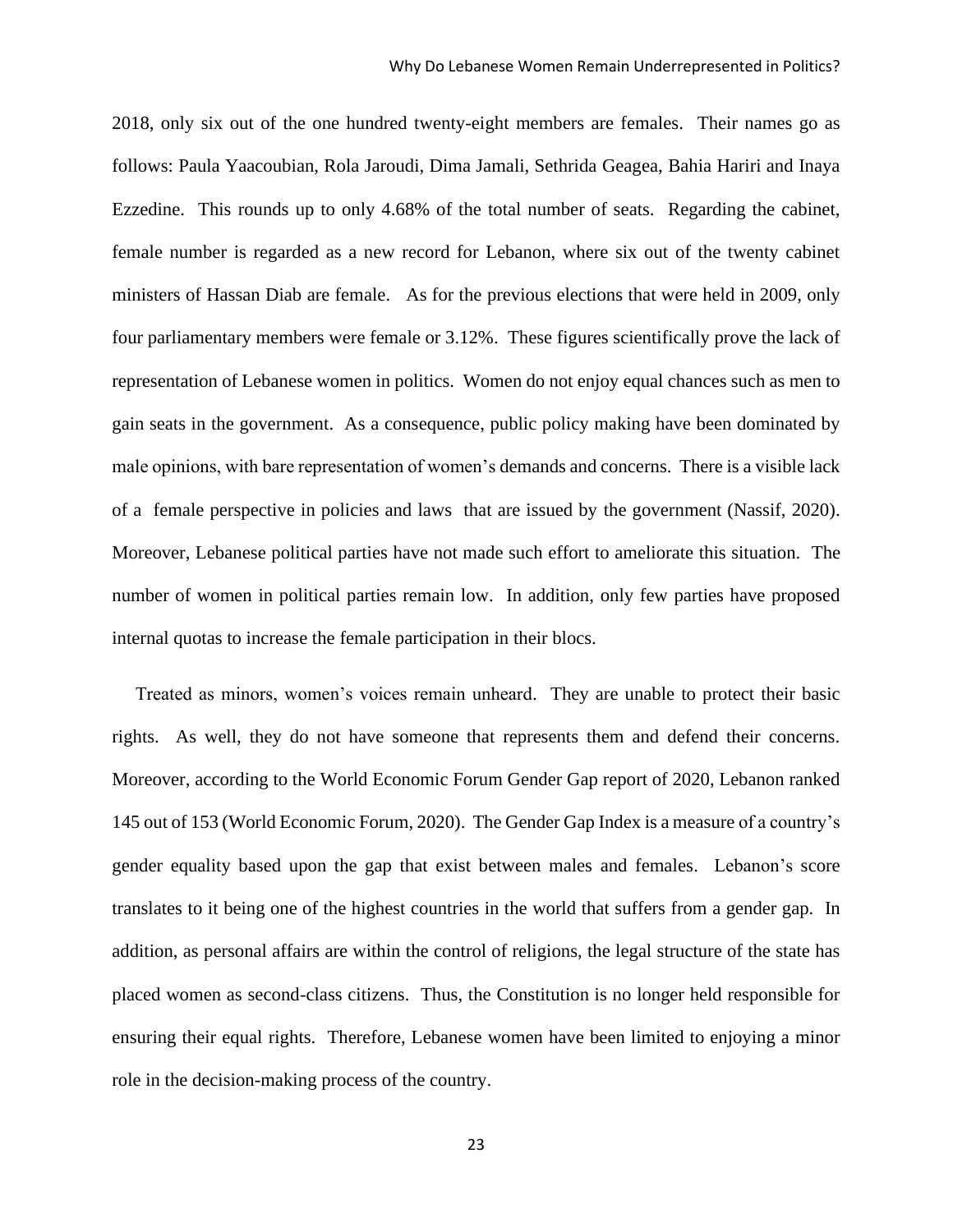2018, only six out of the one hundred twenty-eight members are females. Their names go as follows: Paula Yaacoubian, Rola Jaroudi, Dima Jamali, Sethrida Geagea, Bahia Hariri and Inaya Ezzedine. This rounds up to only 4.68% of the total number of seats. Regarding the cabinet, female number is regarded as a new record for Lebanon, where six out of the twenty cabinet ministers of Hassan Diab are female. As for the previous elections that were held in 2009, only four parliamentary members were female or 3.12%. These figures scientifically prove the lack of representation of Lebanese women in politics. Women do not enjoy equal chances such as men to gain seats in the government. As a consequence, public policy making have been dominated by male opinions, with bare representation of women's demands and concerns. There is a visible lack of a female perspective in policies and laws that are issued by the government (Nassif, 2020). Moreover, Lebanese political parties have not made such effort to ameliorate this situation. The number of women in political parties remain low. In addition, only few parties have proposed internal quotas to increase the female participation in their blocs.

Treated as minors, women's voices remain unheard. They are unable to protect their basic rights. As well, they do not have someone that represents them and defend their concerns. Moreover, according to the World Economic Forum Gender Gap report of 2020, Lebanon ranked 145 out of 153 (World Economic Forum, 2020). The Gender Gap Index is a measure of a country's gender equality based upon the gap that exist between males and females. Lebanon's score translates to it being one of the highest countries in the world that suffers from a gender gap. In addition, as personal affairs are within the control of religions, the legal structure of the state has placed women as second-class citizens. Thus, the Constitution is no longer held responsible for ensuring their equal rights. Therefore, Lebanese women have been limited to enjoying a minor role in the decision-making process of the country.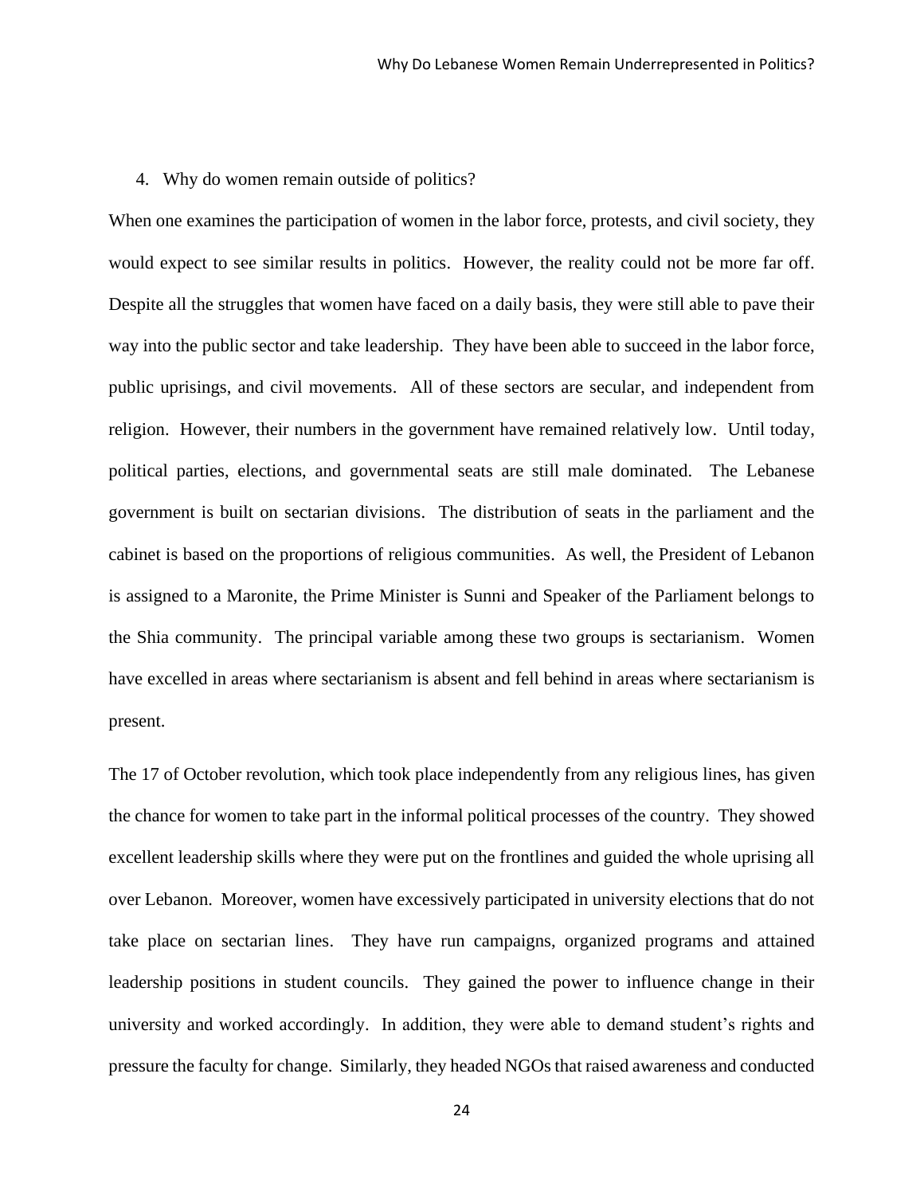## 4. Why do women remain outside of politics?

When one examines the participation of women in the labor force, protests, and civil society, they would expect to see similar results in politics. However, the reality could not be more far off. Despite all the struggles that women have faced on a daily basis, they were still able to pave their way into the public sector and take leadership. They have been able to succeed in the labor force, public uprisings, and civil movements. All of these sectors are secular, and independent from religion. However, their numbers in the government have remained relatively low. Until today, political parties, elections, and governmental seats are still male dominated. The Lebanese government is built on sectarian divisions. The distribution of seats in the parliament and the cabinet is based on the proportions of religious communities. As well, the President of Lebanon is assigned to a Maronite, the Prime Minister is Sunni and Speaker of the Parliament belongs to the Shia community. The principal variable among these two groups is sectarianism. Women have excelled in areas where sectarianism is absent and fell behind in areas where sectarianism is present.

The 17 of October revolution, which took place independently from any religious lines, has given the chance for women to take part in the informal political processes of the country. They showed excellent leadership skills where they were put on the frontlines and guided the whole uprising all over Lebanon. Moreover, women have excessively participated in university elections that do not take place on sectarian lines. They have run campaigns, organized programs and attained leadership positions in student councils. They gained the power to influence change in their university and worked accordingly. In addition, they were able to demand student's rights and pressure the faculty for change. Similarly, they headed NGOs that raised awareness and conducted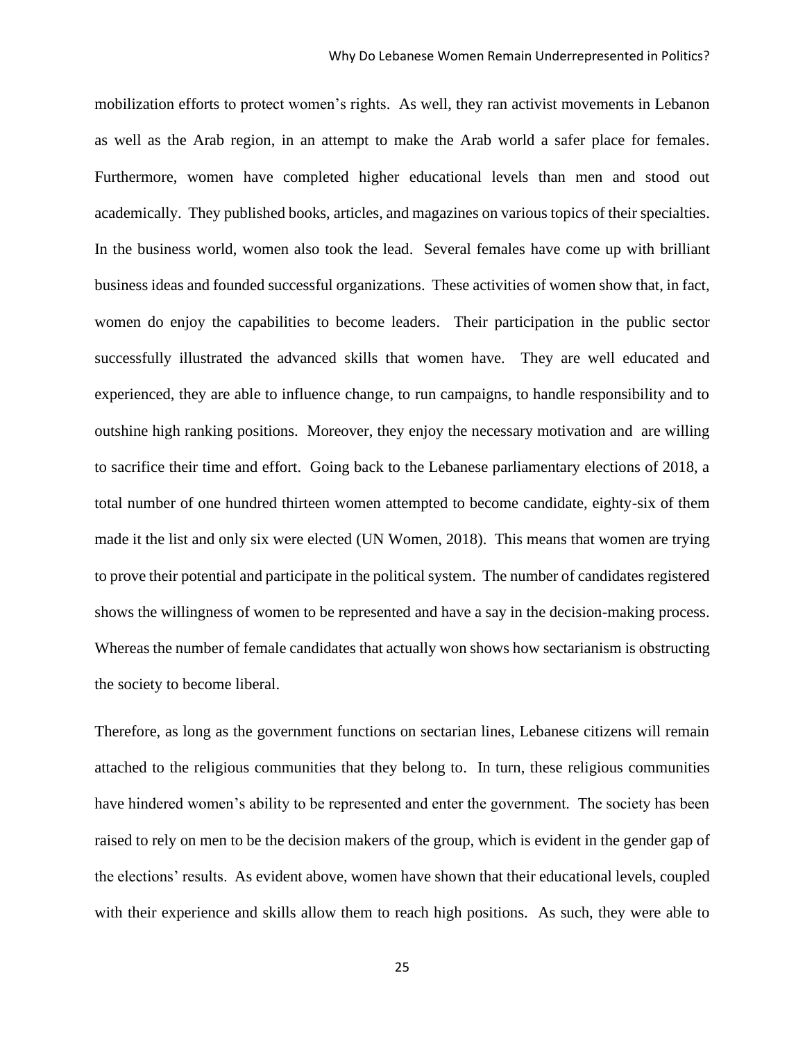mobilization efforts to protect women's rights. As well, they ran activist movements in Lebanon as well as the Arab region, in an attempt to make the Arab world a safer place for females. Furthermore, women have completed higher educational levels than men and stood out academically. They published books, articles, and magazines on various topics of their specialties. In the business world, women also took the lead. Several females have come up with brilliant business ideas and founded successful organizations. These activities of women show that, in fact, women do enjoy the capabilities to become leaders. Their participation in the public sector successfully illustrated the advanced skills that women have. They are well educated and experienced, they are able to influence change, to run campaigns, to handle responsibility and to outshine high ranking positions. Moreover, they enjoy the necessary motivation and are willing to sacrifice their time and effort. Going back to the Lebanese parliamentary elections of 2018, a total number of one hundred thirteen women attempted to become candidate, eighty-six of them made it the list and only six were elected (UN Women, 2018). This means that women are trying to prove their potential and participate in the political system. The number of candidates registered shows the willingness of women to be represented and have a say in the decision-making process. Whereas the number of female candidates that actually won shows how sectarianism is obstructing the society to become liberal.

Therefore, as long as the government functions on sectarian lines, Lebanese citizens will remain attached to the religious communities that they belong to. In turn, these religious communities have hindered women's ability to be represented and enter the government. The society has been raised to rely on men to be the decision makers of the group, which is evident in the gender gap of the elections' results. As evident above, women have shown that their educational levels, coupled with their experience and skills allow them to reach high positions. As such, they were able to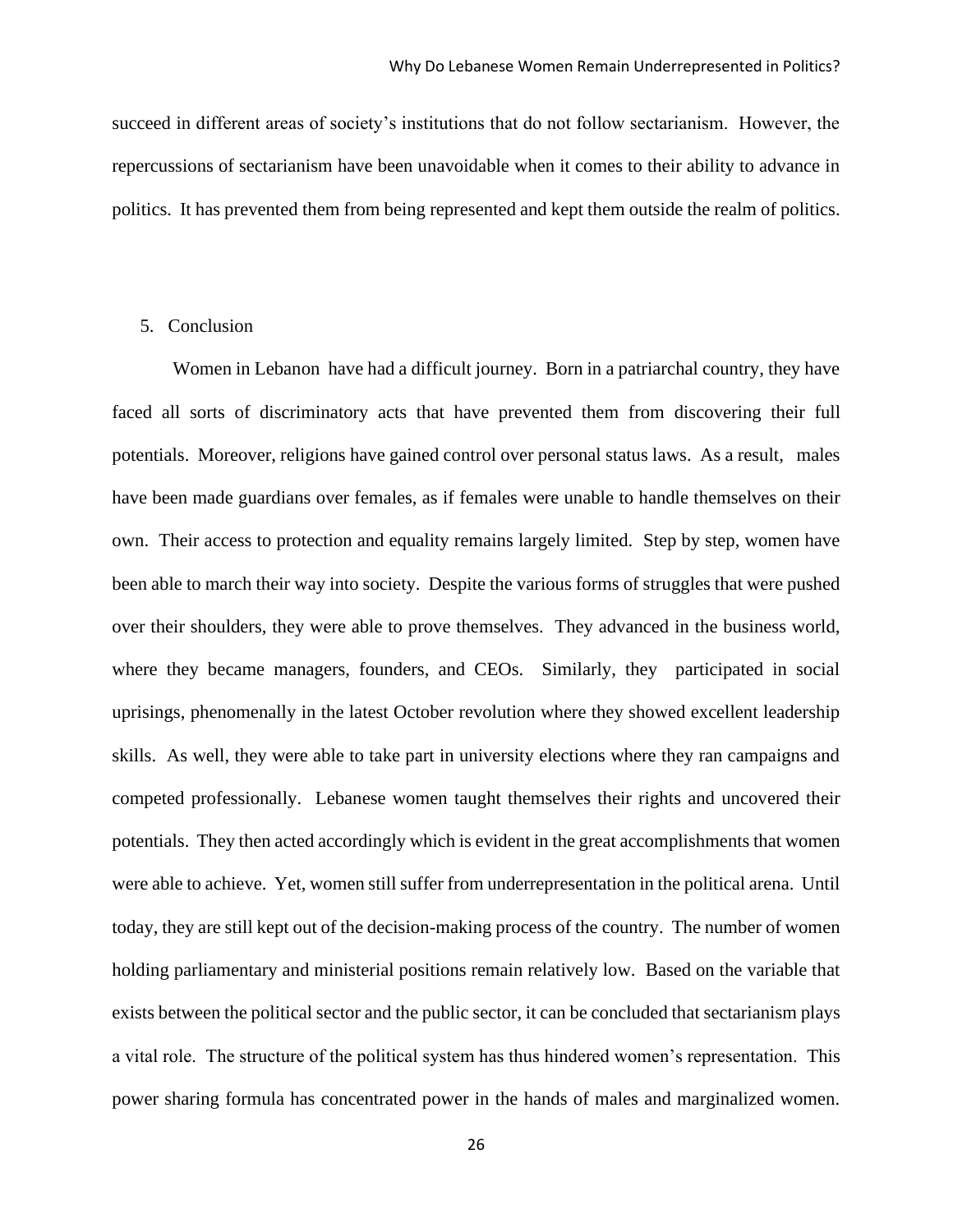succeed in different areas of society's institutions that do not follow sectarianism. However, the repercussions of sectarianism have been unavoidable when it comes to their ability to advance in politics. It has prevented them from being represented and kept them outside the realm of politics.

## 5. Conclusion

Women in Lebanon have had a difficult journey. Born in a patriarchal country, they have faced all sorts of discriminatory acts that have prevented them from discovering their full potentials. Moreover, religions have gained control over personal status laws. As a result, males have been made guardians over females, as if females were unable to handle themselves on their own. Their access to protection and equality remains largely limited. Step by step, women have been able to march their way into society. Despite the various forms of struggles that were pushed over their shoulders, they were able to prove themselves. They advanced in the business world, where they became managers, founders, and CEOs. Similarly, they participated in social uprisings, phenomenally in the latest October revolution where they showed excellent leadership skills. As well, they were able to take part in university elections where they ran campaigns and competed professionally. Lebanese women taught themselves their rights and uncovered their potentials. They then acted accordingly which is evident in the great accomplishments that women were able to achieve. Yet, women still suffer from underrepresentation in the political arena. Until today, they are still kept out of the decision-making process of the country. The number of women holding parliamentary and ministerial positions remain relatively low. Based on the variable that exists between the political sector and the public sector, it can be concluded that sectarianism plays a vital role. The structure of the political system has thus hindered women's representation. This power sharing formula has concentrated power in the hands of males and marginalized women.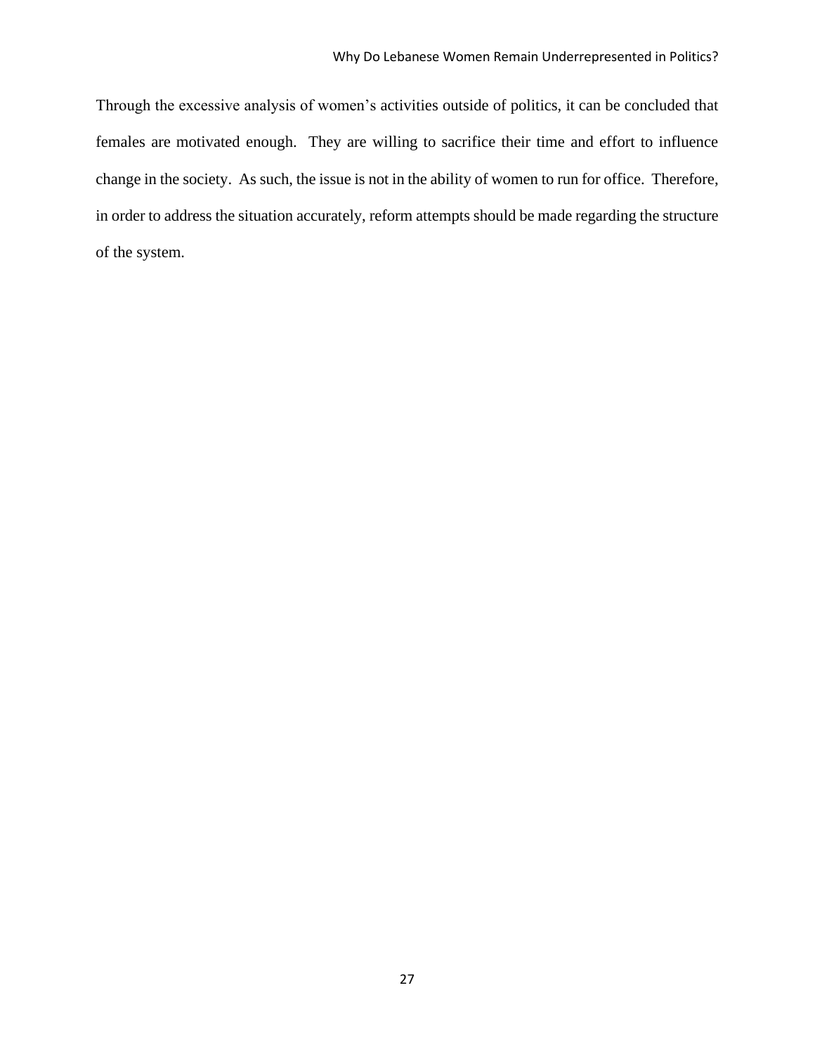Through the excessive analysis of women's activities outside of politics, it can be concluded that females are motivated enough. They are willing to sacrifice their time and effort to influence change in the society. As such, the issue is not in the ability of women to run for office. Therefore, in order to address the situation accurately, reform attempts should be made regarding the structure of the system.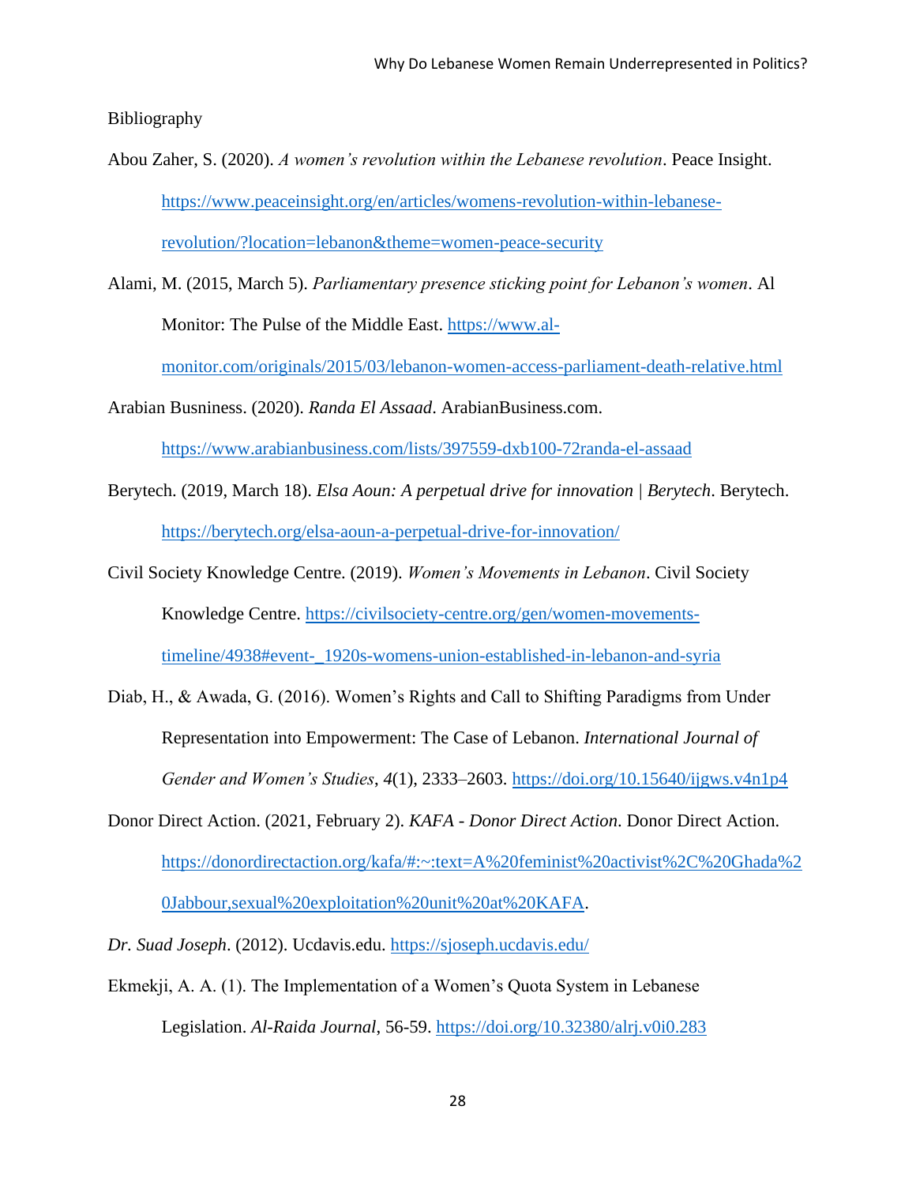Bibliography

Abou Zaher, S. (2020). *A women's revolution within the Lebanese revolution*. Peace Insight. https://www.peaceinsight.org/en/articles/womens-revolution-within-lebanese-revolution/?location=lebanon&theme=women-peace-security

Alami, M. (2015, March 5). *Parliamentary presence sticking point for Lebanon's women*. Al Monitor: The Pulse of the Middle East. https://www.al-monitor.com/originals/2015/03/lebanon-women-access-parliament-death-relative.html

Arabian Busniness. (2020). *Randa El Assaad*. ArabianBusiness.com. https://www.arabianbusiness.com/lists/397559-dxb100-72randa-el-assaad

Berytech. (2019, March 18). *Elsa Aoun: A perpetual drive for innovation | Berytech*. Berytech. https://berytech.org/elsa-aoun-a-perpetual-drive-for-innovation/

Civil Society Knowledge Centre. (2019). *Women's Movements in Lebanon*. Civil Society Knowledge Centre. https://civilsociety-centre.org/gen/women-movements-timeline/4938#event-_1920s-womens-union-established-in-lebanon-and-syria

Diab, H., & Awada, G. (2016). Women's Rights and Call to Shifting Paradigms from Under Representation into Empowerment: The Case of Lebanon. *International Journal of Gender and Women's Studies*, *4*(1), 2333–2603. https://doi.org/10.15640/ijgws.v4n1p4

Donor Direct Action. (2021, February 2). *KAFA - Donor Direct Action*. Donor Direct Action. https://donordirectaction.org/kafa/#:~:text=A%20feminist%20activist%2C%20Ghada%20Jabbour,sexual%20exploitation%20unit%20at%20KAFA.

*Dr. Suad Joseph*. (2012). Ucdavis.edu. https://sjoseph.ucdavis.edu/

Ekmekji, A. A. (1). The Implementation of a Women's Quota System in Lebanese Legislation. *Al-Raida Journal*, 56-59. https://doi.org/10.32380/alrj.v0i0.283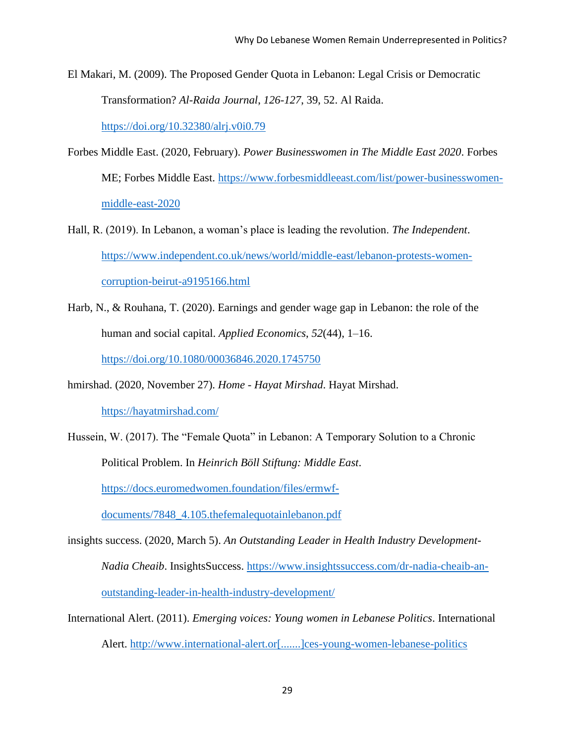El Makari, M. (2009). The Proposed Gender Quota in Lebanon: Legal Crisis or Democratic Transformation? *Al-Raida Journal*, *126-127*, 39, 52. Al Raida. https://doi.org/10.32380/alrj.v0i0.79

Forbes Middle East. (2020, February). *Power Businesswomen in The Middle East 2020*. Forbes ME; Forbes Middle East. https://www.forbesmiddleeast.com/list/power-businesswomen-middle-east-2020

Hall, R. (2019). In Lebanon, a woman's place is leading the revolution. *The Independent*. https://www.independent.co.uk/news/world/middle-east/lebanon-protests-women-corruption-beirut-a9195166.html

Harb, N., & Rouhana, T. (2020). Earnings and gender wage gap in Lebanon: the role of the human and social capital. *Applied Economics*, *52*(44), 1–16. https://doi.org/10.1080/00036846.2020.1745750

hmirshad. (2020, November 27). *Home - Hayat Mirshad*. Hayat Mirshad. https://hayatmirshad.com/

Hussein, W. (2017). The "Female Quota" in Lebanon: A Temporary Solution to a Chronic Political Problem. In *Heinrich Böll Stiftung: Middle East*. https://docs.euromedwomen.foundation/files/ermwf-documents/7848_4.105.thefemalequotainlebanon.pdf

insights success. (2020, March 5). *An Outstanding Leader in Health Industry Development-Nadia Cheaib*. InsightsSuccess. https://www.insightssuccess.com/dr-nadia-cheaib-an-outstanding-leader-in-health-industry-development/

International Alert. (2011). *Emerging voices: Young women in Lebanese Politics*. International Alert. http://www.international-alert.or[.......]ces-young-women-lebanese-politics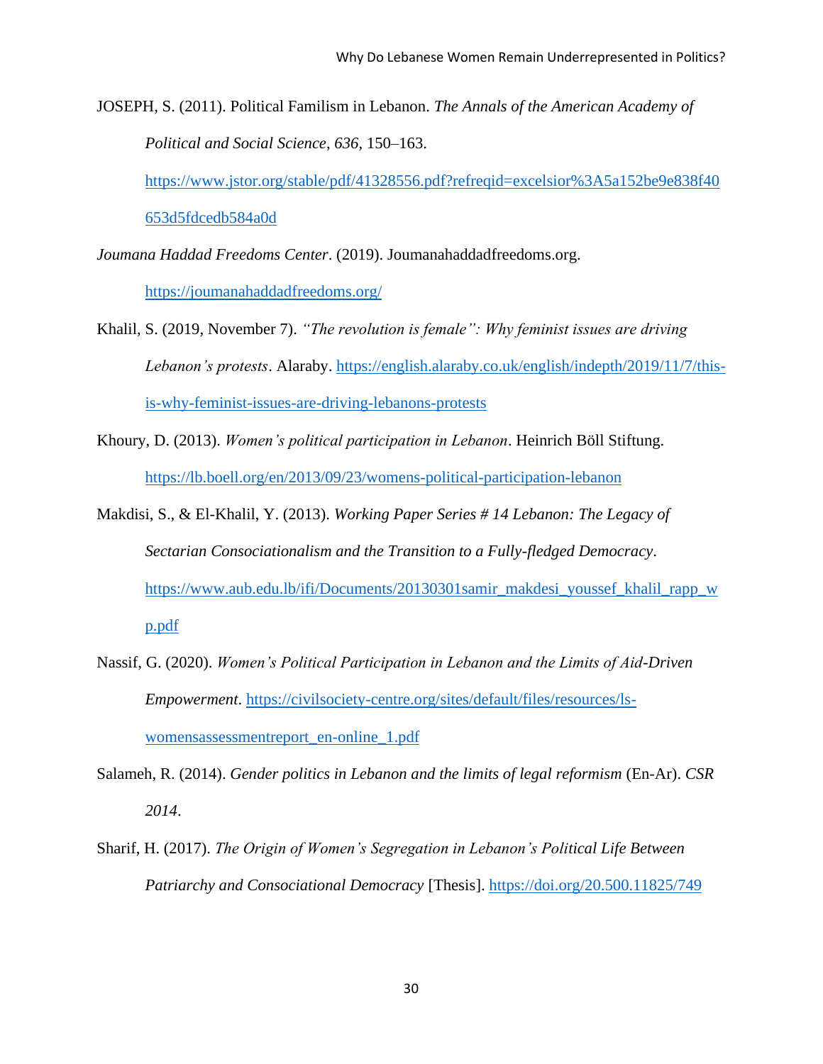JOSEPH, S. (2011). Political Familism in Lebanon. *The Annals of the American Academy of Political and Social Science*, *636*, 150–163. https://www.jstor.org/stable/pdf/41328556.pdf?refreqid=excelsior%3A5a152be9e838f40653d5fdcedb584a0d

*Joumana Haddad Freedoms Center*. (2019). Joumanahaddadfreedoms.org. https://joumanahaddadfreedoms.org/

Khalil, S. (2019, November 7). *"The revolution is female": Why feminist issues are driving Lebanon's protests*. Alaraby. https://english.alaraby.co.uk/english/indepth/2019/11/7/this-is-why-feminist-issues-are-driving-lebanons-protests

Khoury, D. (2013). *Women's political participation in Lebanon*. Heinrich Böll Stiftung. https://lb.boell.org/en/2013/09/23/womens-political-participation-lebanon

Makdisi, S., & El-Khalil, Y. (2013). *Working Paper Series # 14 Lebanon: The Legacy of Sectarian Consociationalism and the Transition to a Fully-fledged Democracy*. https://www.aub.edu.lb/ifi/Documents/20130301samir_makdesi_youssef_khalil_rapp_wp.pdf

Nassif, G. (2020). *Women's Political Participation in Lebanon and the Limits of Aid-Driven Empowerment*. https://civilsociety-centre.org/sites/default/files/resources/ls-womensassessmentreport_en-online_1.pdf

Salameh, R. (2014). *Gender politics in Lebanon and the limits of legal reformism* (En-Ar). *CSR 2014*.

Sharif, H. (2017). *The Origin of Women's Segregation in Lebanon's Political Life Between Patriarchy and Consociational Democracy* [Thesis]. https://doi.org/20.500.11825/749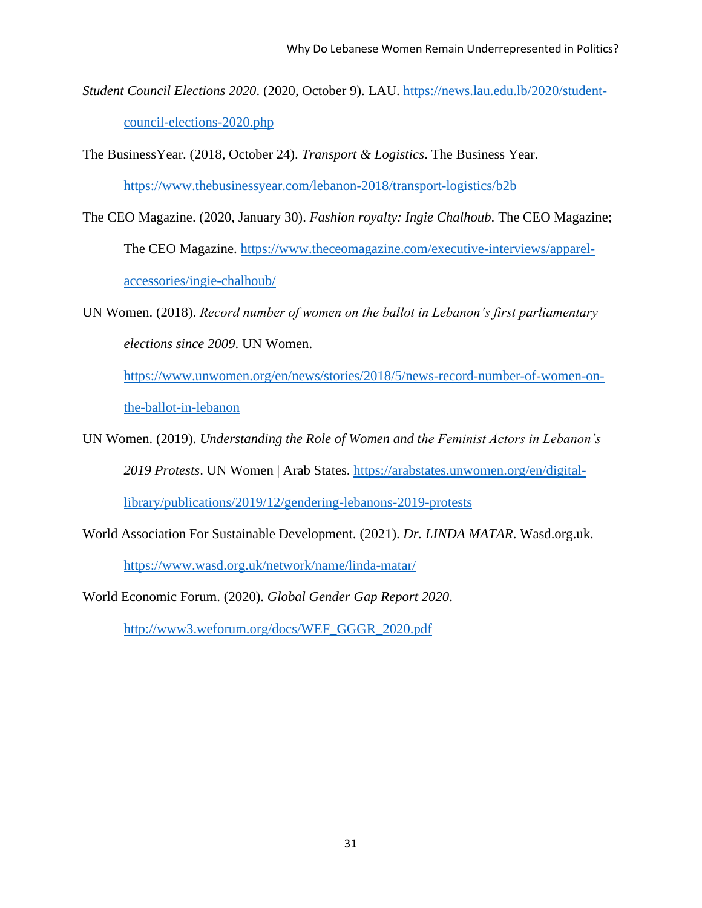*Student Council Elections 2020*. (2020, October 9). LAU. https://news.lau.edu.lb/2020/student-council-elections-2020.php

The BusinessYear. (2018, October 24). *Transport & Logistics*. The Business Year. https://www.thebusinessyear.com/lebanon-2018/transport-logistics/b2b

The CEO Magazine. (2020, January 30). *Fashion royalty: Ingie Chalhoub*. The CEO Magazine; The CEO Magazine. https://www.theceomagazine.com/executive-interviews/apparel-accessories/ingie-chalhoub/

UN Women. (2018). *Record number of women on the ballot in Lebanon's first parliamentary elections since 2009*. UN Women. https://www.unwomen.org/en/news/stories/2018/5/news-record-number-of-women-on-the-ballot-in-lebanon

UN Women. (2019). *Understanding the Role of Women and the Feminist Actors in Lebanon's 2019 Protests*. UN Women | Arab States. https://arabstates.unwomen.org/en/digital-library/publications/2019/12/gendering-lebanons-2019-protests

World Association For Sustainable Development. (2021). *Dr. LINDA MATAR*. Wasd.org.uk. https://www.wasd.org.uk/network/name/linda-matar/

World Economic Forum. (2020). *Global Gender Gap Report 2020*. http://www3.weforum.org/docs/WEF_GGGR_2020.pdf